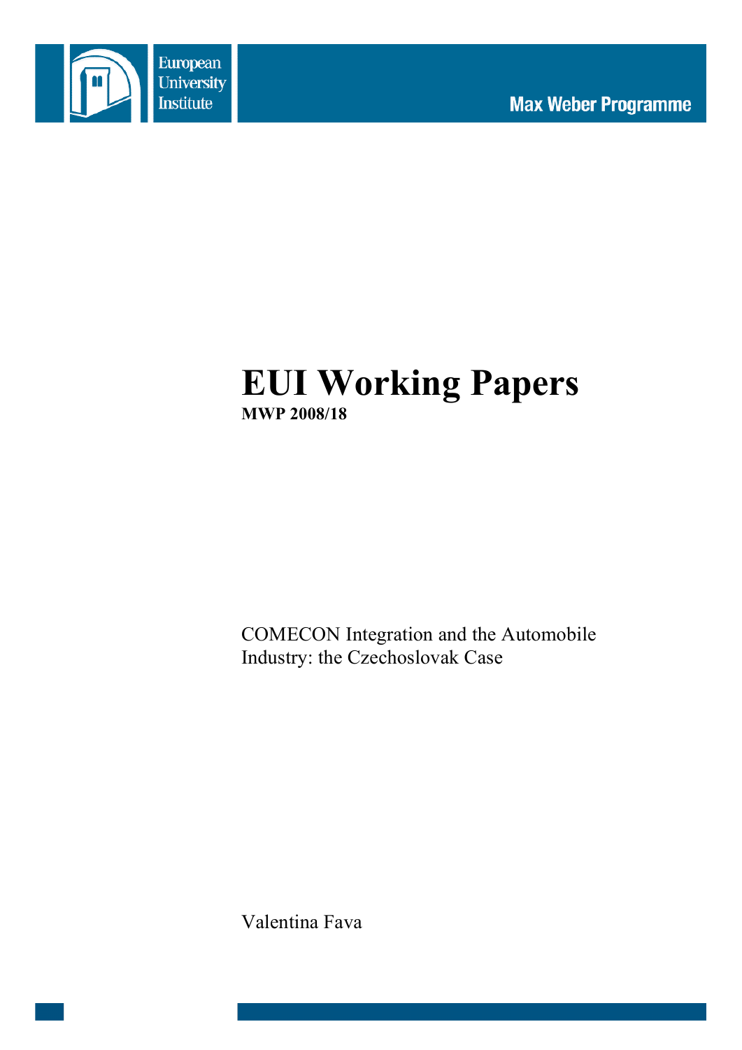European University Institute

Max Weber Programme

# EUI Working Papers

**MWP 2008/18**

COMECON Integration and the Automobile Industry: the Czechoslovak Case

Valentina Fava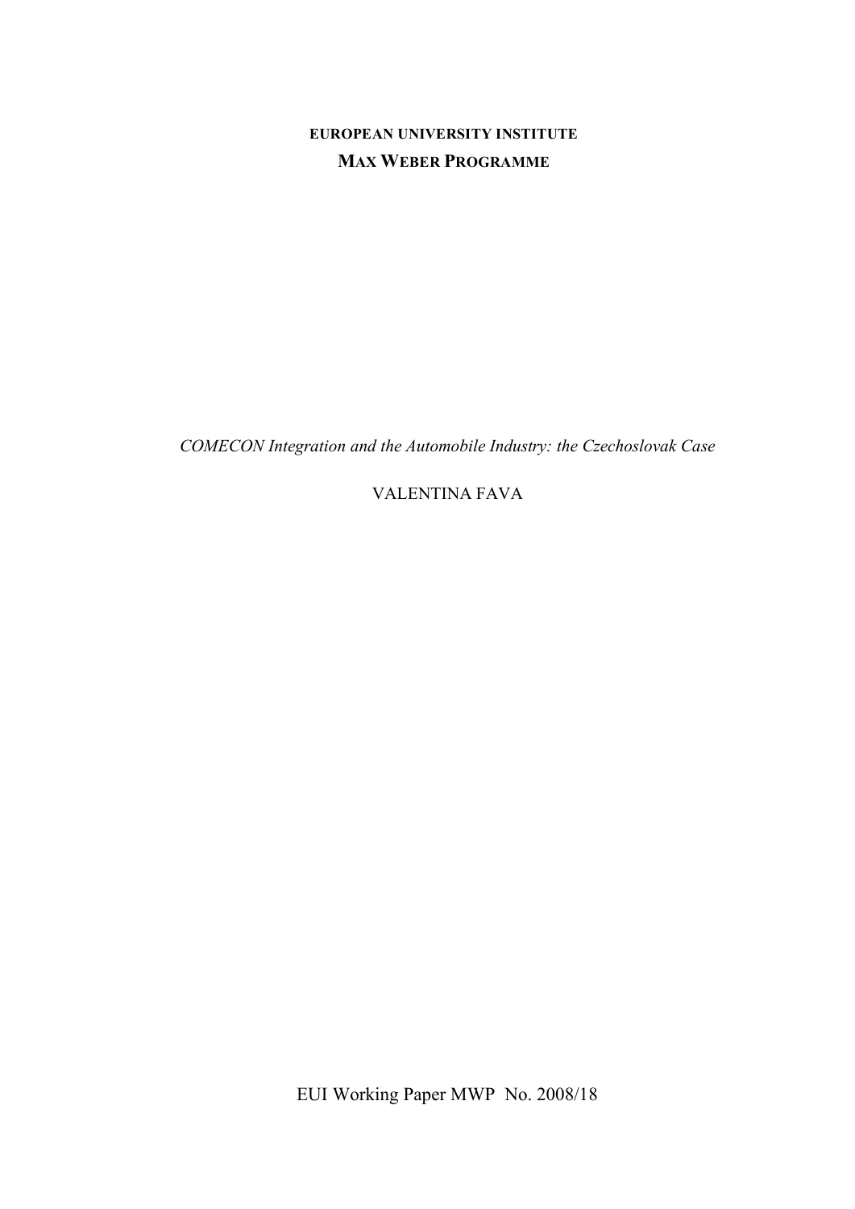**EUROPEAN UNIVERSITY INSTITUTE**

**MAX WEBER PROGRAMME**

*COMECON Integration and the Automobile Industry: the Czechoslovak Case*

VALENTINA FAVA

EUI Working Paper MWP No. 2008/18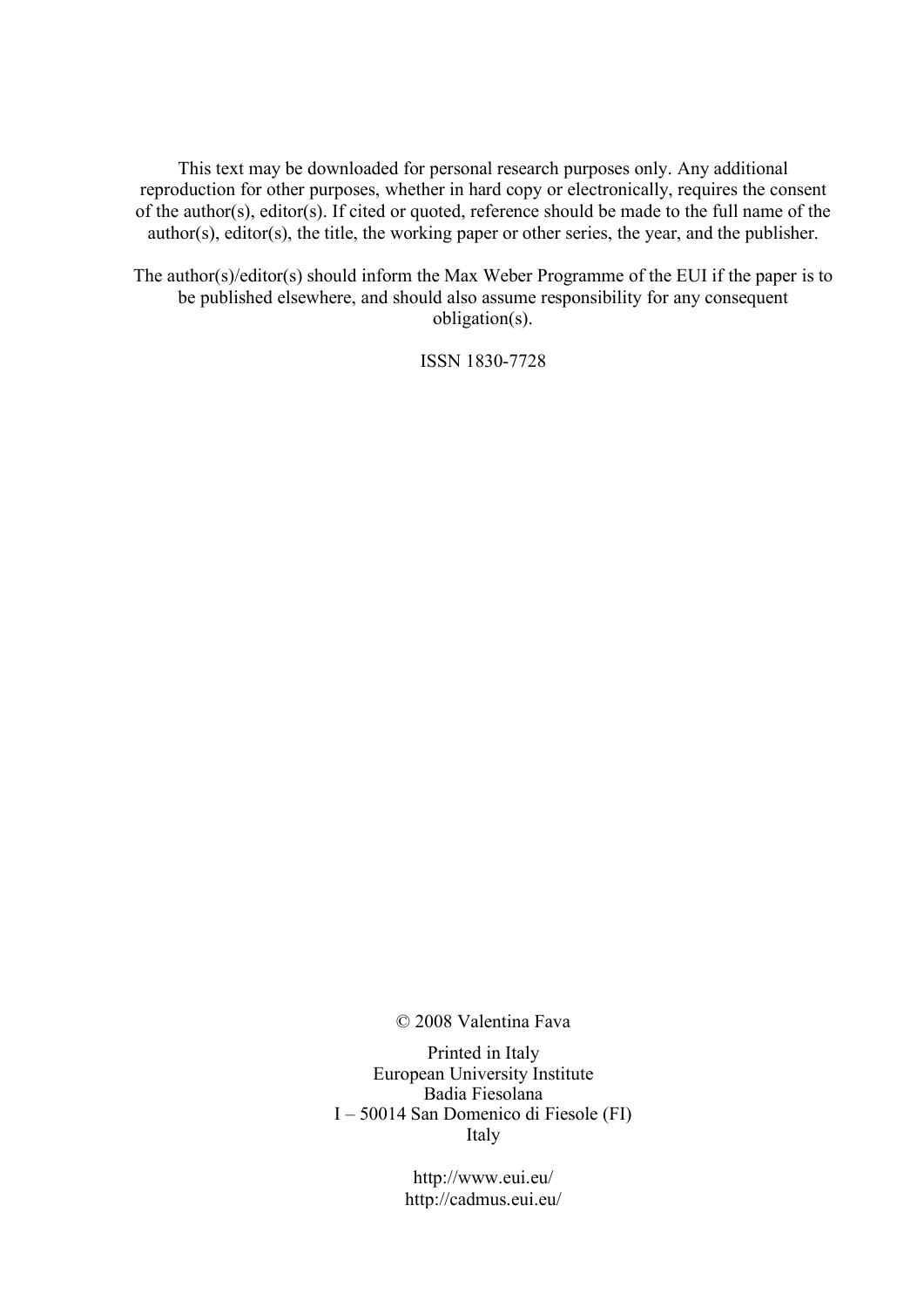This text may be downloaded for personal research purposes only. Any additional reproduction for other purposes, whether in hard copy or electronically, requires the consent of the author(s), editor(s). If cited or quoted, reference should be made to the full name of the author(s), editor(s), the title, the working paper or other series, the year, and the publisher.

The author(s)/editor(s) should inform the Max Weber Programme of the EUI if the paper is to be published elsewhere, and should also assume responsibility for any consequent obligation(s).

ISSN 1830-7728

© 2008 Valentina Fava

Printed in Italy
European University Institute
Badia Fiesolana
I – 50014 San Domenico di Fiesole (FI)
Italy

http://www.eui.eu/
http://cadmus.eui.eu/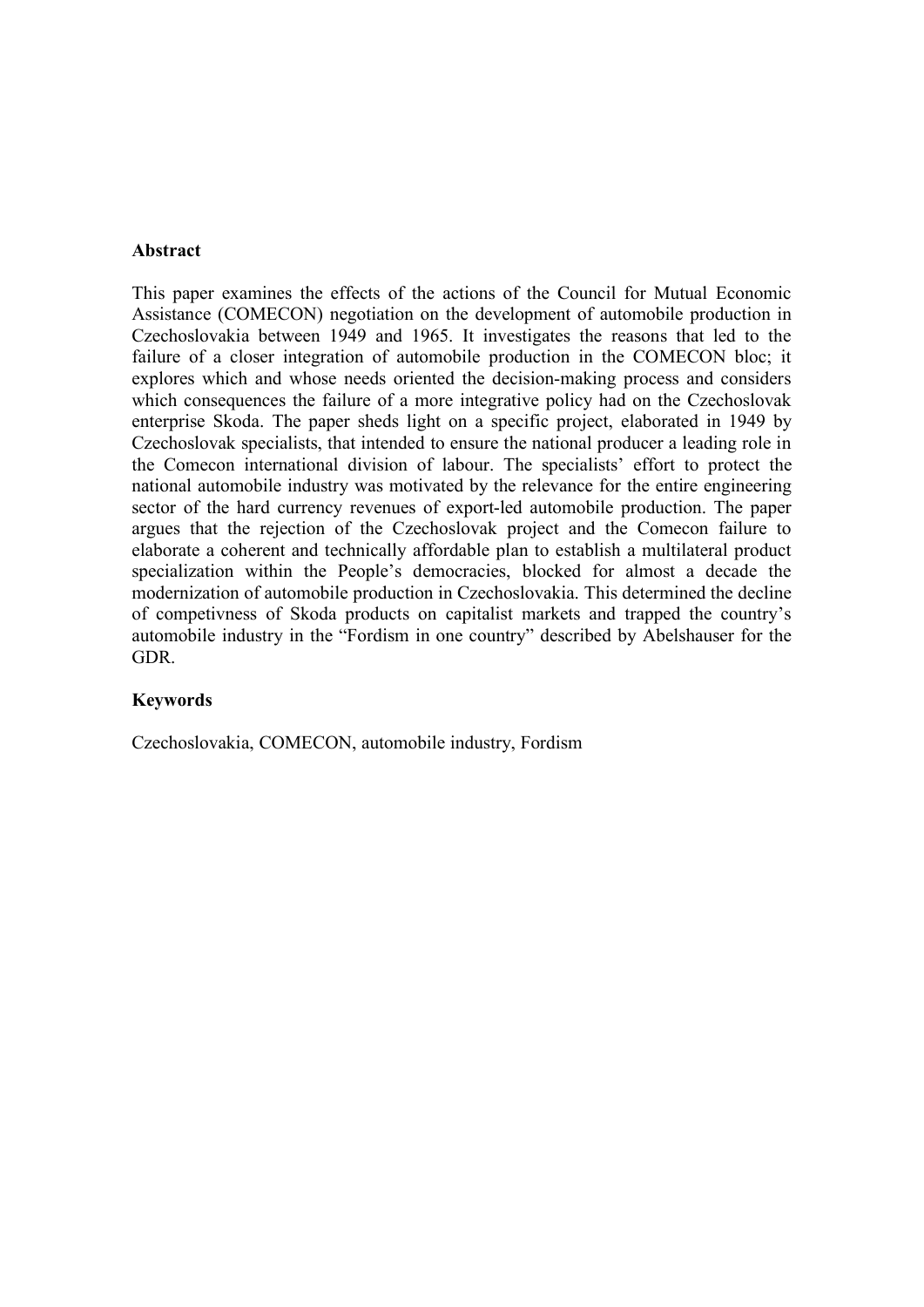**Abstract**

This paper examines the effects of the actions of the Council for Mutual Economic Assistance (COMECON) negotiation on the development of automobile production in Czechoslovakia between 1949 and 1965. It investigates the reasons that led to the failure of a closer integration of automobile production in the COMECON bloc; it explores which and whose needs oriented the decision-making process and considers which consequences the failure of a more integrative policy had on the Czechoslovak enterprise Skoda. The paper sheds light on a specific project, elaborated in 1949 by Czechoslovak specialists, that intended to ensure the national producer a leading role in the Comecon international division of labour. The specialists' effort to protect the national automobile industry was motivated by the relevance for the entire engineering sector of the hard currency revenues of export-led automobile production. The paper argues that the rejection of the Czechoslovak project and the Comecon failure to elaborate a coherent and technically affordable plan to establish a multilateral product specialization within the People's democracies, blocked for almost a decade the modernization of automobile production in Czechoslovakia. This determined the decline of competivness of Skoda products on capitalist markets and trapped the country's automobile industry in the "Fordism in one country" described by Abelshauser for the GDR.

**Keywords**

Czechoslovakia, COMECON, automobile industry, Fordism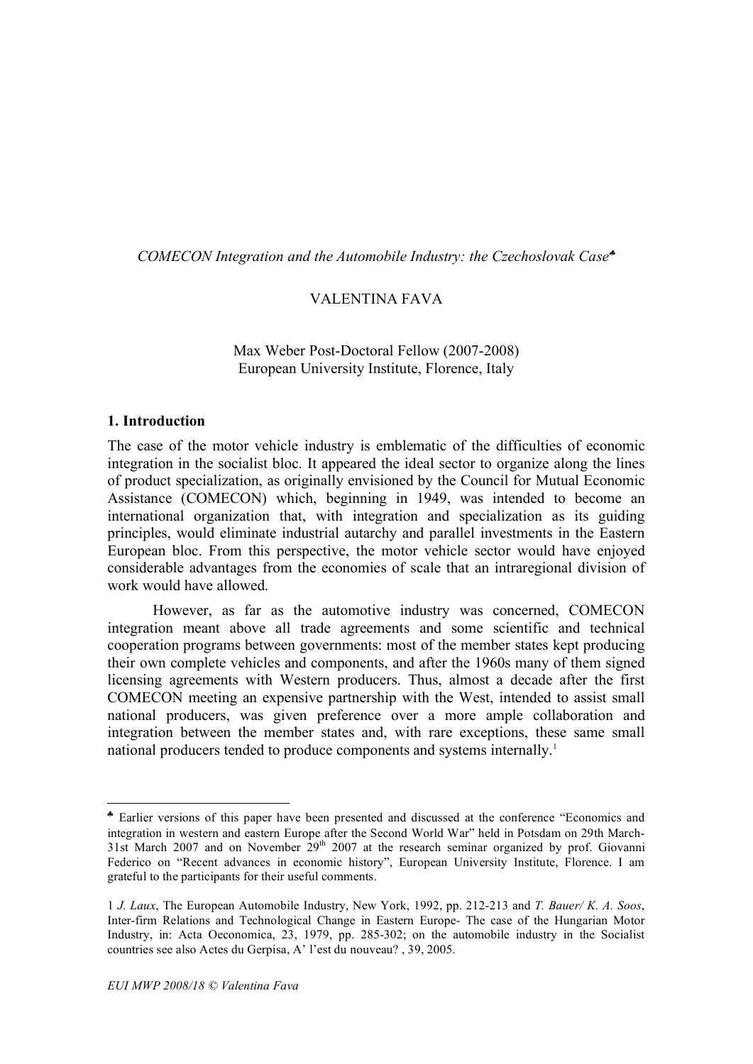*COMECON Integration and the Automobile Industry: the Czechoslovak Case*[♣]

VALENTINA FAVA

Max Weber Post-Doctoral Fellow (2007-2008)
European University Institute, Florence, Italy

## 1. Introduction

The case of the motor vehicle industry is emblematic of the difficulties of economic integration in the socialist bloc. It appeared the ideal sector to organize along the lines of product specialization, as originally envisioned by the Council for Mutual Economic Assistance (COMECON) which, beginning in 1949, was intended to become an international organization that, with integration and specialization as its guiding principles, would eliminate industrial autarchy and parallel investments in the Eastern European bloc. From this perspective, the motor vehicle sector would have enjoyed considerable advantages from the economies of scale that an intraregional division of work would have allowed.

However, as far as the automotive industry was concerned, COMECON integration meant above all trade agreements and some scientific and technical cooperation programs between governments: most of the member states kept producing their own complete vehicles and components, and after the 1960s many of them signed licensing agreements with Western producers. Thus, almost a decade after the first COMECON meeting an expensive partnership with the West, intended to assist small national producers, was given preference over a more ample collaboration and integration between the member states and, with rare exceptions, these same small national producers tended to produce components and systems internally.[1]

---

[♣] Earlier versions of this paper have been presented and discussed at the conference "Economics and integration in western and eastern Europe after the Second World War" held in Potsdam on 29th March-31st March 2007 and on November 29th 2007 at the research seminar organized by prof. Giovanni Federico on "Recent advances in economic history", European University Institute, Florence. I am grateful to the participants for their useful comments.

1 *J. Laux*, The European Automobile Industry, New York, 1992, pp. 212-213 and *T. Bauer/ K. A. Soos*, Inter-firm Relations and Technological Change in Eastern Europe- The case of the Hungarian Motor Industry, in: Acta Oeconomica, 23, 1979, pp. 285-302; on the automobile industry in the Socialist countries see also Actes du Gerpisa, A' l'est du nouveau? , 39, 2005.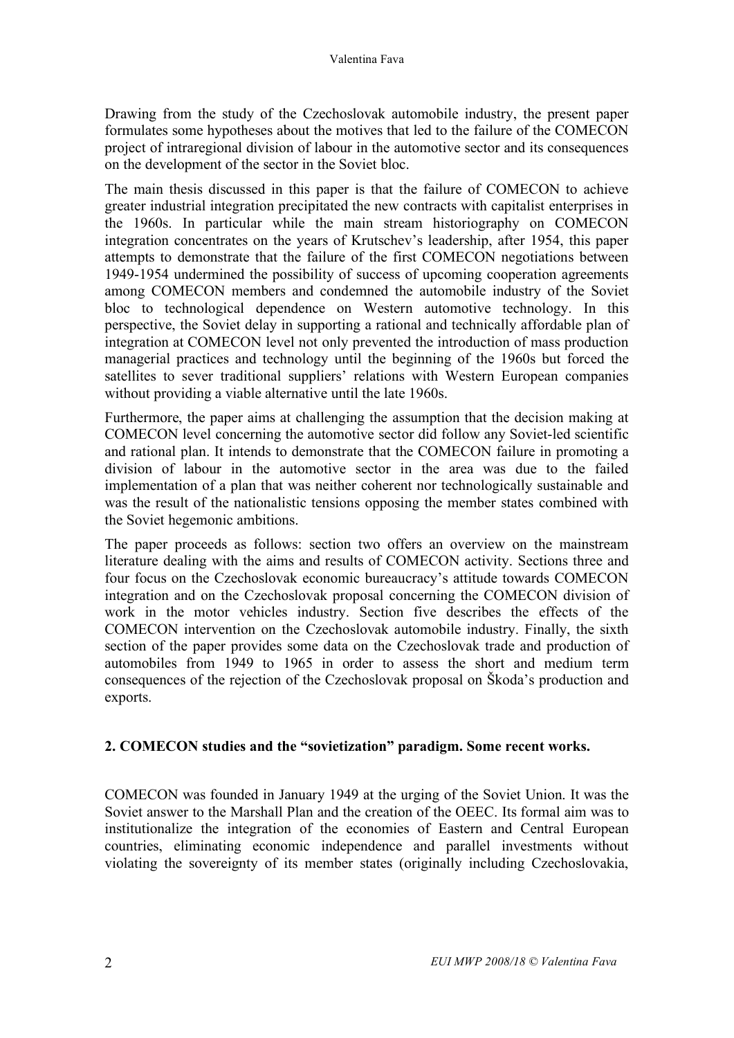Drawing from the study of the Czechoslovak automobile industry, the present paper formulates some hypotheses about the motives that led to the failure of the COMECON project of intraregional division of labour in the automotive sector and its consequences on the development of the sector in the Soviet bloc.

The main thesis discussed in this paper is that the failure of COMECON to achieve greater industrial integration precipitated the new contracts with capitalist enterprises in the 1960s. In particular while the main stream historiography on COMECON integration concentrates on the years of Krutschev's leadership, after 1954, this paper attempts to demonstrate that the failure of the first COMECON negotiations between 1949-1954 undermined the possibility of success of upcoming cooperation agreements among COMECON members and condemned the automobile industry of the Soviet bloc to technological dependence on Western automotive technology. In this perspective, the Soviet delay in supporting a rational and technically affordable plan of integration at COMECON level not only prevented the introduction of mass production managerial practices and technology until the beginning of the 1960s but forced the satellites to sever traditional suppliers' relations with Western European companies without providing a viable alternative until the late 1960s.

Furthermore, the paper aims at challenging the assumption that the decision making at COMECON level concerning the automotive sector did follow any Soviet-led scientific and rational plan. It intends to demonstrate that the COMECON failure in promoting a division of labour in the automotive sector in the area was due to the failed implementation of a plan that was neither coherent nor technologically sustainable and was the result of the nationalistic tensions opposing the member states combined with the Soviet hegemonic ambitions.

The paper proceeds as follows: section two offers an overview on the mainstream literature dealing with the aims and results of COMECON activity. Sections three and four focus on the Czechoslovak economic bureaucracy's attitude towards COMECON integration and on the Czechoslovak proposal concerning the COMECON division of work in the motor vehicles industry. Section five describes the effects of the COMECON intervention on the Czechoslovak automobile industry. Finally, the sixth section of the paper provides some data on the Czechoslovak trade and production of automobiles from 1949 to 1965 in order to assess the short and medium term consequences of the rejection of the Czechoslovak proposal on Škoda's production and exports.

## 2. COMECON studies and the "sovietization" paradigm. Some recent works.

COMECON was founded in January 1949 at the urging of the Soviet Union. It was the Soviet answer to the Marshall Plan and the creation of the OEEC. Its formal aim was to institutionalize the integration of the economies of Eastern and Central European countries, eliminating economic independence and parallel investments without violating the sovereignty of its member states (originally including Czechoslovakia,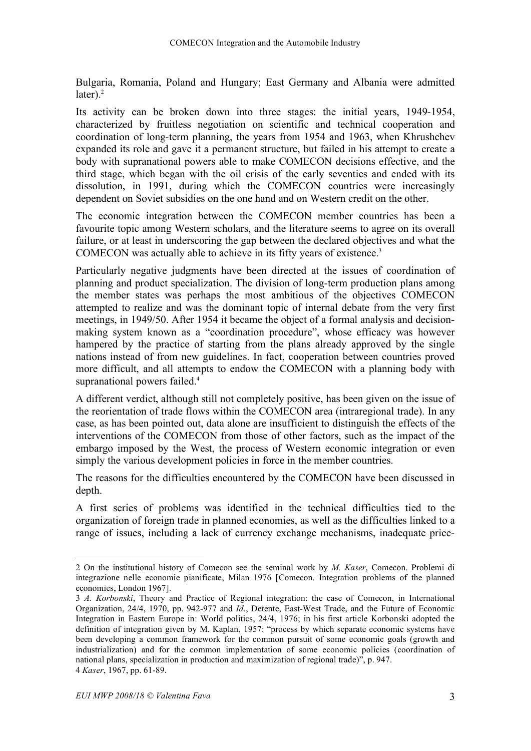Bulgaria, Romania, Poland and Hungary; East Germany and Albania were admitted later).[2]

Its activity can be broken down into three stages: the initial years, 1949-1954, characterized by fruitless negotiation on scientific and technical cooperation and coordination of long-term planning, the years from 1954 and 1963, when Khrushchev expanded its role and gave it a permanent structure, but failed in his attempt to create a body with supranational powers able to make COMECON decisions effective, and the third stage, which began with the oil crisis of the early seventies and ended with its dissolution, in 1991, during which the COMECON countries were increasingly dependent on Soviet subsidies on the one hand and on Western credit on the other.

The economic integration between the COMECON member countries has been a favourite topic among Western scholars, and the literature seems to agree on its overall failure, or at least in underscoring the gap between the declared objectives and what the COMECON was actually able to achieve in its fifty years of existence.[3]

Particularly negative judgments have been directed at the issues of coordination of planning and product specialization. The division of long-term production plans among the member states was perhaps the most ambitious of the objectives COMECON attempted to realize and was the dominant topic of internal debate from the very first meetings, in 1949/50. After 1954 it became the object of a formal analysis and decision-making system known as a "coordination procedure", whose efficacy was however hampered by the practice of starting from the plans already approved by the single nations instead of from new guidelines. In fact, cooperation between countries proved more difficult, and all attempts to endow the COMECON with a planning body with supranational powers failed.[4]

A different verdict, although still not completely positive, has been given on the issue of the reorientation of trade flows within the COMECON area (intraregional trade). In any case, as has been pointed out, data alone are insufficient to distinguish the effects of the interventions of the COMECON from those of other factors, such as the impact of the embargo imposed by the West, the process of Western economic integration or even simply the various development policies in force in the member countries.

The reasons for the difficulties encountered by the COMECON have been discussed in depth.

A first series of problems was identified in the technical difficulties tied to the organization of foreign trade in planned economies, as well as the difficulties linked to a range of issues, including a lack of currency exchange mechanisms, inadequate price-

---

2 On the institutional history of Comecon see the seminal work by *M. Kaser*, Comecon. Problemi di integrazione nelle economie pianificate, Milan 1976 [Comecon. Integration problems of the planned economies, London 1967].

3 *A. Korbonski*, Theory and Practice of Regional integration: the case of Comecon, in International Organization, 24/4, 1970, pp. 942-977 and *Id*., Detente, East-West Trade, and the Future of Economic Integration in Eastern Europe in: World politics, 24/4, 1976; in his first article Korbonski adopted the definition of integration given by M. Kaplan, 1957: "process by which separate economic systems have been developing a common framework for the common pursuit of some economic goals (growth and industrialization) and for the common implementation of some economic policies (coordination of national plans, specialization in production and maximization of regional trade)", p. 947.

4 *Kaser*, 1967, pp. 61-89.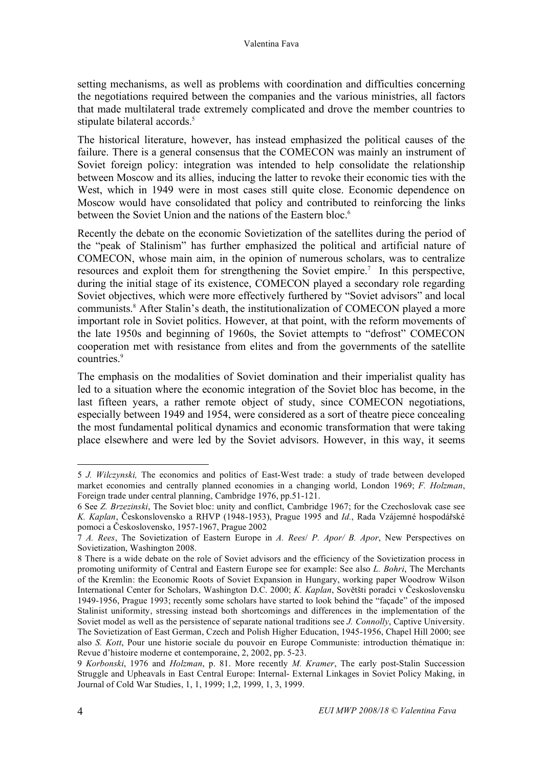setting mechanisms, as well as problems with coordination and difficulties concerning the negotiations required between the companies and the various ministries, all factors that made multilateral trade extremely complicated and drove the member countries to stipulate bilateral accords.[5]

The historical literature, however, has instead emphasized the political causes of the failure. There is a general consensus that the COMECON was mainly an instrument of Soviet foreign policy: integration was intended to help consolidate the relationship between Moscow and its allies, inducing the latter to revoke their economic ties with the West, which in 1949 were in most cases still quite close. Economic dependence on Moscow would have consolidated that policy and contributed to reinforcing the links between the Soviet Union and the nations of the Eastern bloc.[6]

Recently the debate on the economic Sovietization of the satellites during the period of the "peak of Stalinism" has further emphasized the political and artificial nature of COMECON, whose main aim, in the opinion of numerous scholars, was to centralize resources and exploit them for strengthening the Soviet empire.[7] In this perspective, during the initial stage of its existence, COMECON played a secondary role regarding Soviet objectives, which were more effectively furthered by "Soviet advisors" and local communists.[8] After Stalin's death, the institutionalization of COMECON played a more important role in Soviet politics. However, at that point, with the reform movements of the late 1950s and beginning of 1960s, the Soviet attempts to "defrost" COMECON cooperation met with resistance from elites and from the governments of the satellite countries.[9]

The emphasis on the modalities of Soviet domination and their imperialist quality has led to a situation where the economic integration of the Soviet bloc has become, in the last fifteen years, a rather remote object of study, since COMECON negotiations, especially between 1949 and 1954, were considered as a sort of theatre piece concealing the most fundamental political dynamics and economic transformation that were taking place elsewhere and were led by the Soviet advisors. However, in this way, it seems

---

5 *J. Wilczynski,* The economics and politics of East-West trade: a study of trade between developed market economies and centrally planned economies in a changing world, London 1969; *F. Holzman*, Foreign trade under central planning, Cambridge 1976, pp.51-121.

6 See *Z. Brzezinski*, The Soviet bloc: unity and conflict, Cambridge 1967; for the Czechoslovak case see *K. Kaplan*, Českonslovensko a RHVP (1948-1953), Prague 1995 and *Id.*, Rada Vzájemné hospodářské pomoci a Československo, 1957-1967, Prague 2002

7 *A. Rees*, The Sovietization of Eastern Europe in *A. Rees*/ *P. Apor/ B. Apor*, New Perspectives on Sovietization, Washington 2008.

8 There is a wide debate on the role of Soviet advisors and the efficiency of the Sovietization process in promoting uniformity of Central and Eastern Europe see for example: See also *L. Bohri*, The Merchants of the Kremlin: the Economic Roots of Soviet Expansion in Hungary, working paper Woodrow Wilson International Center for Scholars, Washington D.C. 2000; *K. Kaplan*, Sovětšti poradci v Československu 1949-1956, Prague 1993; recently some scholars have started to look behind the "façade" of the imposed Stalinist uniformity, stressing instead both shortcomings and differences in the implementation of the Soviet model as well as the persistence of separate national traditions see *J. Connolly*, Captive University. The Sovietization of East German, Czech and Polish Higher Education, 1945-1956, Chapel Hill 2000; see also *S. Kott*, Pour une historie sociale du pouvoir en Europe Communiste: introduction thématique in: Revue d'histoire moderne et contemporaine, 2, 2002, pp. 5-23.

9 *Korbonski*, 1976 and *Holzman*, p. 81. More recently *M. Kramer*, The early post-Stalin Succession Struggle and Upheavals in East Central Europe: Internal- External Linkages in Soviet Policy Making, in Journal of Cold War Studies, 1, 1, 1999; 1,2, 1999, 1, 3, 1999.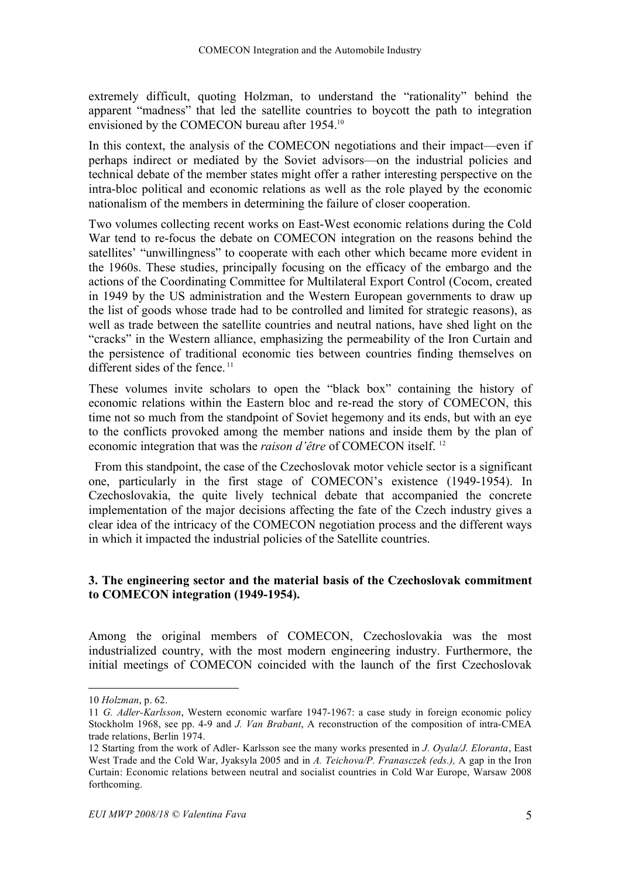extremely difficult, quoting Holzman, to understand the "rationality" behind the apparent "madness" that led the satellite countries to boycott the path to integration envisioned by the COMECON bureau after 1954.[10]

In this context, the analysis of the COMECON negotiations and their impact—even if perhaps indirect or mediated by the Soviet advisors—on the industrial policies and technical debate of the member states might offer a rather interesting perspective on the intra-bloc political and economic relations as well as the role played by the economic nationalism of the members in determining the failure of closer cooperation.

Two volumes collecting recent works on East-West economic relations during the Cold War tend to re-focus the debate on COMECON integration on the reasons behind the satellites' "unwillingness" to cooperate with each other which became more evident in the 1960s. These studies, principally focusing on the efficacy of the embargo and the actions of the Coordinating Committee for Multilateral Export Control (Cocom, created in 1949 by the US administration and the Western European governments to draw up the list of goods whose trade had to be controlled and limited for strategic reasons), as well as trade between the satellite countries and neutral nations, have shed light on the "cracks" in the Western alliance, emphasizing the permeability of the Iron Curtain and the persistence of traditional economic ties between countries finding themselves on different sides of the fence.[11]

These volumes invite scholars to open the "black box" containing the history of economic relations within the Eastern bloc and re-read the story of COMECON, this time not so much from the standpoint of Soviet hegemony and its ends, but with an eye to the conflicts provoked among the member nations and inside them by the plan of economic integration that was the *raison d'être* of COMECON itself.[12]

From this standpoint, the case of the Czechoslovak motor vehicle sector is a significant one, particularly in the first stage of COMECON's existence (1949-1954). In Czechoslovakia, the quite lively technical debate that accompanied the concrete implementation of the major decisions affecting the fate of the Czech industry gives a clear idea of the intricacy of the COMECON negotiation process and the different ways in which it impacted the industrial policies of the Satellite countries.

### 3. The engineering sector and the material basis of the Czechoslovak commitment to COMECON integration (1949-1954).

Among the original members of COMECON, Czechoslovakia was the most industrialized country, with the most modern engineering industry. Furthermore, the initial meetings of COMECON coincided with the launch of the first Czechoslovak

---

10 *Holzman*, p. 62.

11 *G. Adler-Karlsson*, Western economic warfare 1947-1967: a case study in foreign economic policy Stockholm 1968, see pp. 4-9 and *J. Van Brabant*, A reconstruction of the composition of intra-CMEA trade relations, Berlin 1974.

12 Starting from the work of Adler- Karlsson see the many works presented in *J. Oyala/J. Eloranta*, East West Trade and the Cold War, Jyaksyla 2005 and in *A. Teichova/P. Franasczek (eds.),* A gap in the Iron Curtain: Economic relations between neutral and socialist countries in Cold War Europe, Warsaw 2008 forthcoming.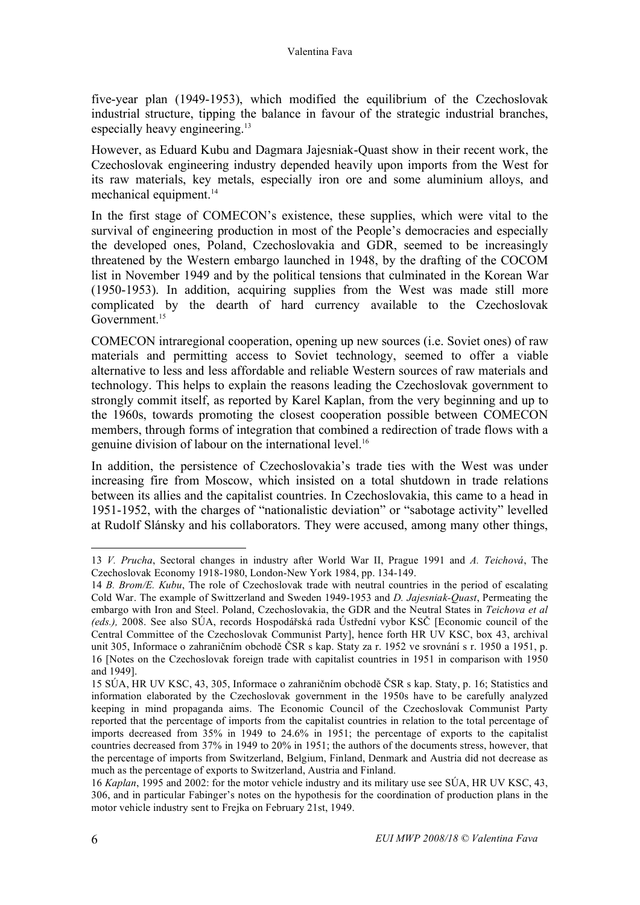five-year plan (1949-1953), which modified the equilibrium of the Czechoslovak industrial structure, tipping the balance in favour of the strategic industrial branches, especially heavy engineering.[13]

However, as Eduard Kubu and Dagmara Jajesniak-Quast show in their recent work, the Czechoslovak engineering industry depended heavily upon imports from the West for its raw materials, key metals, especially iron ore and some aluminium alloys, and mechanical equipment.[14]

In the first stage of COMECON's existence, these supplies, which were vital to the survival of engineering production in most of the People's democracies and especially the developed ones, Poland, Czechoslovakia and GDR, seemed to be increasingly threatened by the Western embargo launched in 1948, by the drafting of the COCOM list in November 1949 and by the political tensions that culminated in the Korean War (1950-1953). In addition, acquiring supplies from the West was made still more complicated by the dearth of hard currency available to the Czechoslovak Government.[15]

COMECON intraregional cooperation, opening up new sources (i.e. Soviet ones) of raw materials and permitting access to Soviet technology, seemed to offer a viable alternative to less and less affordable and reliable Western sources of raw materials and technology. This helps to explain the reasons leading the Czechoslovak government to strongly commit itself, as reported by Karel Kaplan, from the very beginning and up to the 1960s, towards promoting the closest cooperation possible between COMECON members, through forms of integration that combined a redirection of trade flows with a genuine division of labour on the international level.[16]

In addition, the persistence of Czechoslovakia's trade ties with the West was under increasing fire from Moscow, which insisted on a total shutdown in trade relations between its allies and the capitalist countries. In Czechoslovakia, this came to a head in 1951-1952, with the charges of "nationalistic deviation" or "sabotage activity" levelled at Rudolf Slánsky and his collaborators. They were accused, among many other things,

---

13 *V. Prucha*, Sectoral changes in industry after World War II, Prague 1991 and *A. Teichová*, The Czechoslovak Economy 1918-1980, London-New York 1984, pp. 134-149.

14 *B. Brom/E. Kubu*, The role of Czechoslovak trade with neutral countries in the period of escalating Cold War. The example of Swittzerland and Sweden 1949-1953 and *D. Jajesniak-Quast*, Permeating the embargo with Iron and Steel. Poland, Czechoslovakia, the GDR and the Neutral States in *Teichova et al (eds.),* 2008. See also SÚA, records Hospodářská rada Ústřední vybor KSČ [Economic council of the Central Committee of the Czechoslovak Communist Party], hence forth HR UV KSC, box 43, archival unit 305, Informace o zahraničním obchodě ČSR s kap. Staty za r. 1952 ve srovnání s r. 1950 a 1951, p. 16 [Notes on the Czechoslovak foreign trade with capitalist countries in 1951 in comparison with 1950 and 1949].

15 SÚA, HR UV KSC, 43, 305, Informace o zahraničním obchodě ČSR s kap. Staty, p. 16; Statistics and information elaborated by the Czechoslovak government in the 1950s have to be carefully analyzed keeping in mind propaganda aims. The Economic Council of the Czechoslovak Communist Party reported that the percentage of imports from the capitalist countries in relation to the total percentage of imports decreased from 35% in 1949 to 24.6% in 1951; the percentage of exports to the capitalist countries decreased from 37% in 1949 to 20% in 1951; the authors of the documents stress, however, that the percentage of imports from Switzerland, Belgium, Finland, Denmark and Austria did not decrease as much as the percentage of exports to Switzerland, Austria and Finland.

16 *Kaplan*, 1995 and 2002: for the motor vehicle industry and its military use see SÚA, HR UV KSC, 43, 306, and in particular Fabinger's notes on the hypothesis for the coordination of production plans in the motor vehicle industry sent to Frejka on February 21st, 1949.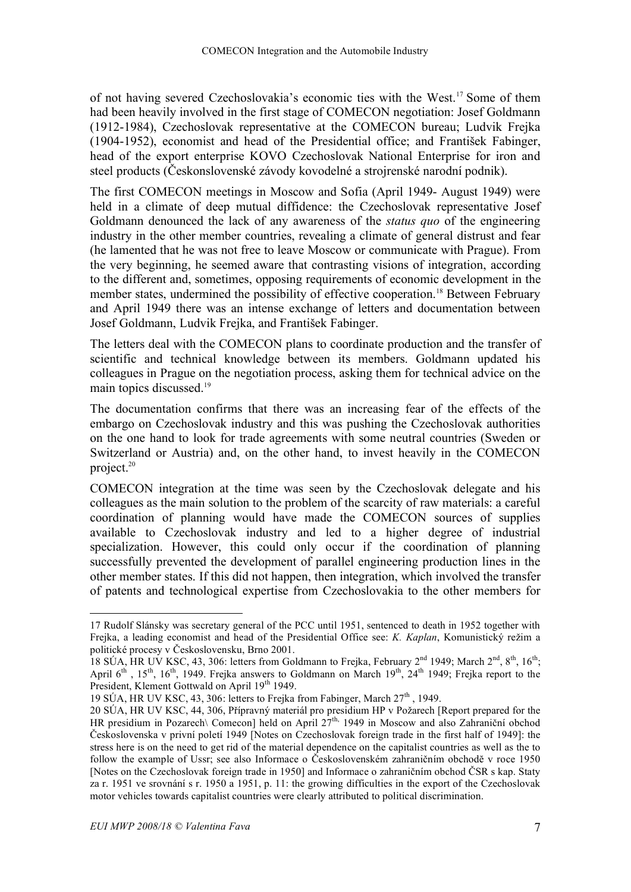of not having severed Czechoslovakia's economic ties with the West.[17] Some of them had been heavily involved in the first stage of COMECON negotiation: Josef Goldmann (1912-1984), Czechoslovak representative at the COMECON bureau; Ludvik Frejka (1904-1952), economist and head of the Presidential office; and František Fabinger, head of the export enterprise KOVO Czechoslovak National Enterprise for iron and steel products (Českonslovenské závody kovodelné a strojrenské narodní podnik).

The first COMECON meetings in Moscow and Sofia (April 1949- August 1949) were held in a climate of deep mutual diffidence: the Czechoslovak representative Josef Goldmann denounced the lack of any awareness of the *status quo* of the engineering industry in the other member countries, revealing a climate of general distrust and fear (he lamented that he was not free to leave Moscow or communicate with Prague). From the very beginning, he seemed aware that contrasting visions of integration, according to the different and, sometimes, opposing requirements of economic development in the member states, undermined the possibility of effective cooperation.[18] Between February and April 1949 there was an intense exchange of letters and documentation between Josef Goldmann, Ludvik Frejka, and František Fabinger.

The letters deal with the COMECON plans to coordinate production and the transfer of scientific and technical knowledge between its members. Goldmann updated his colleagues in Prague on the negotiation process, asking them for technical advice on the main topics discussed.[19]

The documentation confirms that there was an increasing fear of the effects of the embargo on Czechoslovak industry and this was pushing the Czechoslovak authorities on the one hand to look for trade agreements with some neutral countries (Sweden or Switzerland or Austria) and, on the other hand, to invest heavily in the COMECON project.[20]

COMECON integration at the time was seen by the Czechoslovak delegate and his colleagues as the main solution to the problem of the scarcity of raw materials: a careful coordination of planning would have made the COMECON sources of supplies available to Czechoslovak industry and led to a higher degree of industrial specialization. However, this could only occur if the coordination of planning successfully prevented the development of parallel engineering production lines in the other member states. If this did not happen, then integration, which involved the transfer of patents and technological expertise from Czechoslovakia to the other members for

---

17 Rudolf Slánsky was secretary general of the PCC until 1951, sentenced to death in 1952 together with Frejka, a leading economist and head of the Presidential Office see: *K. Kaplan*, Komunistický režim a politické procesy v Československu, Brno 2001.

18 SÚA, HR UV KSC, 43, 306: letters from Goldmann to Frejka, February 2nd 1949; March 2nd, 8th, 16th; April 6th , 15th, 16th, 1949. Frejka answers to Goldmann on March 19th, 24th 1949; Frejka report to the President, Klement Gottwald on April 19th 1949.

19 SÚA, HR UV KSC, 43, 306: letters to Frejka from Fabinger, March 27th , 1949.

20 SÚA, HR UV KSC, 44, 306, Přípravný materiál pro presidium HP v Požarech [Report prepared for the HR presidium in Pozarech\ Comecon] held on April 27th, 1949 in Moscow and also Zahraniční obchod Československa v privní poletí 1949 [Notes on Czechoslovak foreign trade in the first half of 1949]: the stress here is on the need to get rid of the material dependence on the capitalist countries as well as the to follow the example of Ussr; see also Informace o Československém zahraničním obchodě v roce 1950 [Notes on the Czechoslovak foreign trade in 1950] and Informace o zahraničním obchod ČSR s kap. Staty za r. 1951 ve srovnání s r. 1950 a 1951, p. 11: the growing difficulties in the export of the Czechoslovak motor vehicles towards capitalist countries were clearly attributed to political discrimination.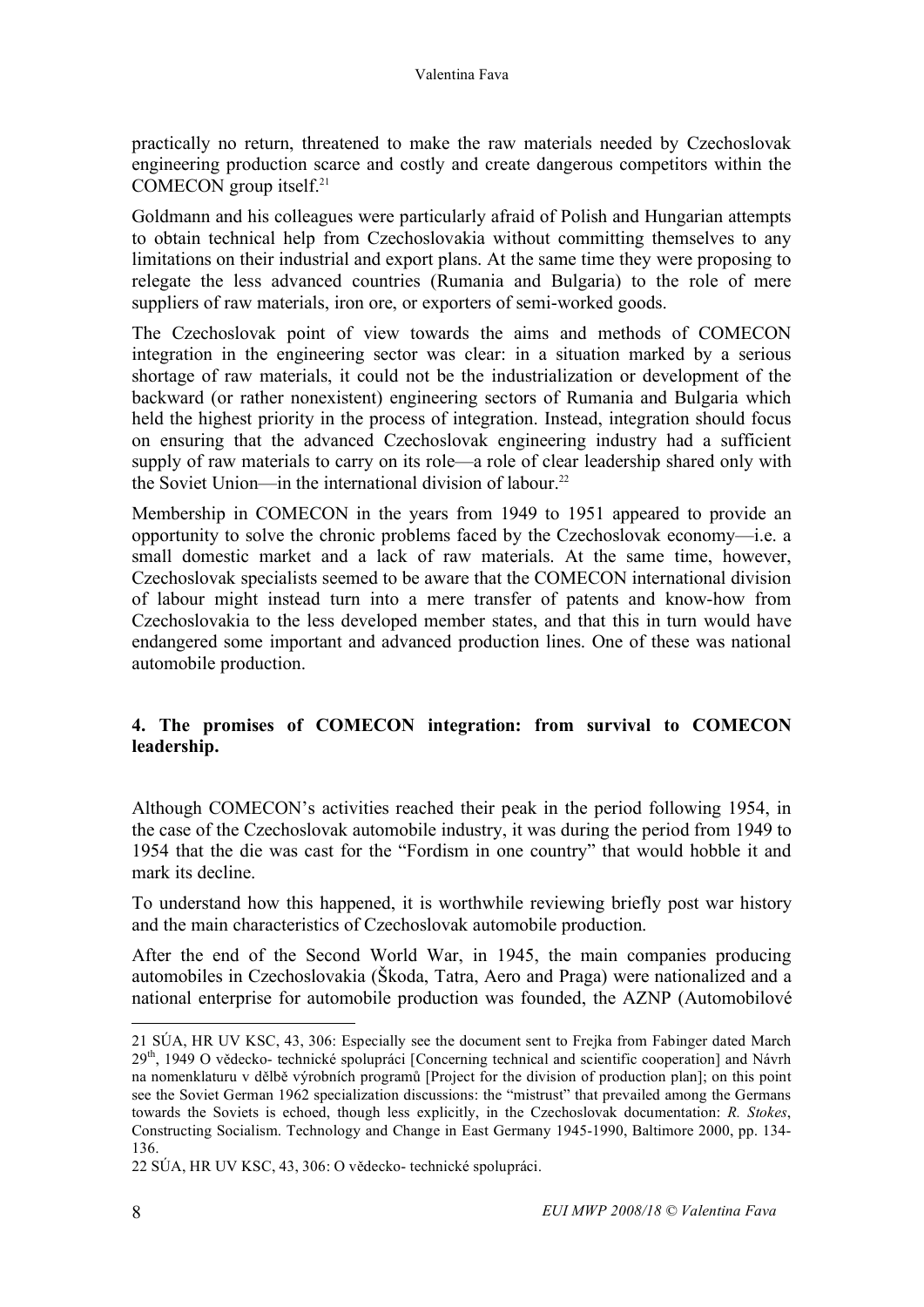practically no return, threatened to make the raw materials needed by Czechoslovak engineering production scarce and costly and create dangerous competitors within the COMECON group itself.[21]

Goldmann and his colleagues were particularly afraid of Polish and Hungarian attempts to obtain technical help from Czechoslovakia without committing themselves to any limitations on their industrial and export plans. At the same time they were proposing to relegate the less advanced countries (Rumania and Bulgaria) to the role of mere suppliers of raw materials, iron ore, or exporters of semi-worked goods.

The Czechoslovak point of view towards the aims and methods of COMECON integration in the engineering sector was clear: in a situation marked by a serious shortage of raw materials, it could not be the industrialization or development of the backward (or rather nonexistent) engineering sectors of Rumania and Bulgaria which held the highest priority in the process of integration. Instead, integration should focus on ensuring that the advanced Czechoslovak engineering industry had a sufficient supply of raw materials to carry on its role—a role of clear leadership shared only with the Soviet Union—in the international division of labour.[22]

Membership in COMECON in the years from 1949 to 1951 appeared to provide an opportunity to solve the chronic problems faced by the Czechoslovak economy—i.e. a small domestic market and a lack of raw materials. At the same time, however, Czechoslovak specialists seemed to be aware that the COMECON international division of labour might instead turn into a mere transfer of patents and know-how from Czechoslovakia to the less developed member states, and that this in turn would have endangered some important and advanced production lines. One of these was national automobile production.

## 4. The promises of COMECON integration: from survival to COMECON leadership.

Although COMECON's activities reached their peak in the period following 1954, in the case of the Czechoslovak automobile industry, it was during the period from 1949 to 1954 that the die was cast for the "Fordism in one country" that would hobble it and mark its decline.

To understand how this happened, it is worthwhile reviewing briefly post war history and the main characteristics of Czechoslovak automobile production.

After the end of the Second World War, in 1945, the main companies producing automobiles in Czechoslovakia (Škoda, Tatra, Aero and Praga) were nationalized and a national enterprise for automobile production was founded, the AZNP (Automobilové

---

21 SÚA, HR UV KSC, 43, 306: Especially see the document sent to Frejka from Fabinger dated March 29th, 1949 O vědecko- technické spolupráci [Concerning technical and scientific cooperation] and Návrh na nomenklaturu v dělbě výrobních programů [Project for the division of production plan]; on this point see the Soviet German 1962 specialization discussions: the "mistrust" that prevailed among the Germans towards the Soviets is echoed, though less explicitly, in the Czechoslovak documentation: *R. Stokes*, Constructing Socialism. Technology and Change in East Germany 1945-1990, Baltimore 2000, pp. 134-136.

22 SÚA, HR UV KSC, 43, 306: O vědecko- technické spolupráci.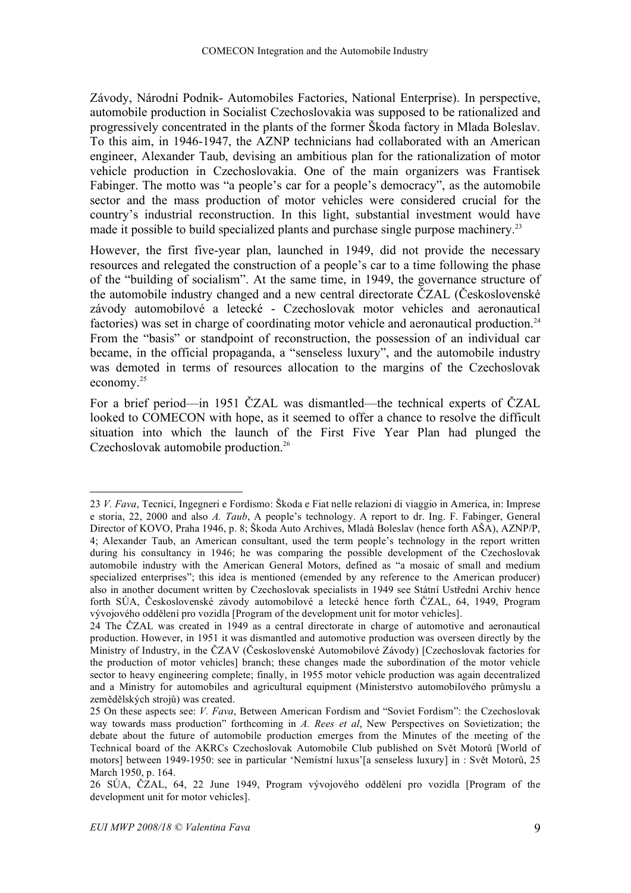Závody, Národní Podnik- Automobiles Factories, National Enterprise). In perspective, automobile production in Socialist Czechoslovakia was supposed to be rationalized and progressively concentrated in the plants of the former Škoda factory in Mlada Boleslav. To this aim, in 1946-1947, the AZNP technicians had collaborated with an American engineer, Alexander Taub, devising an ambitious plan for the rationalization of motor vehicle production in Czechoslovakia. One of the main organizers was Frantisek Fabinger. The motto was "a people's car for a people's democracy", as the automobile sector and the mass production of motor vehicles were considered crucial for the country's industrial reconstruction. In this light, substantial investment would have made it possible to build specialized plants and purchase single purpose machinery.[23]

However, the first five-year plan, launched in 1949, did not provide the necessary resources and relegated the construction of a people's car to a time following the phase of the "building of socialism". At the same time, in 1949, the governance structure of the automobile industry changed and a new central directorate ČZAL (Československé závody automobilové a letecké - Czechoslovak motor vehicles and aeronautical factories) was set in charge of coordinating motor vehicle and aeronautical production.[24] From the "basis" or standpoint of reconstruction, the possession of an individual car became, in the official propaganda, a "senseless luxury", and the automobile industry was demoted in terms of resources allocation to the margins of the Czechoslovak economy.[25]

For a brief period—in 1951 ČZAL was dismantled—the technical experts of ČZAL looked to COMECON with hope, as it seemed to offer a chance to resolve the difficult situation into which the launch of the First Five Year Plan had plunged the Czechoslovak automobile production.[26]

---

23 *V. Fava*, Tecnici, Ingegneri e Fordismo: Škoda e Fiat nelle relazioni di viaggio in America, in: Imprese e storia, 22, 2000 and also *A. Taub*, A people's technology. A report to dr. Ing. F. Fabinger, General Director of KOVO, Praha 1946, p. 8; Škoda Auto Archives, Mladà Boleslav (hence forth AŠA), AZNP/P, 4; Alexander Taub, an American consultant, used the term people's technology in the report written during his consultancy in 1946; he was comparing the possible development of the Czechoslovak automobile industry with the American General Motors, defined as "a mosaic of small and medium specialized enterprises"; this idea is mentioned (emended by any reference to the American producer) also in another document written by Czechoslovak specialists in 1949 see Státní Ustřední Archiv hence forth SÚA, Československé závody automobilové a letecké hence forth ČZAL, 64, 1949, Program vývojového oddělení pro vozidla [Program of the development unit for motor vehicles].

24 The ČZAL was created in 1949 as a central directorate in charge of automotive and aeronautical production. However, in 1951 it was dismantled and automotive production was overseen directly by the Ministry of Industry, in the ČZAV (Československé Automobilové Závody) [Czechoslovak factories for the production of motor vehicles] branch; these changes made the subordination of the motor vehicle sector to heavy engineering complete; finally, in 1955 motor vehicle production was again decentralized and a Ministry for automobiles and agricultural equipment (Ministerstvo automobilového průmyslu a zemědělských strojů) was created.

25 On these aspects see: *V. Fava*, Between American Fordism and "Soviet Fordism": the Czechoslovak way towards mass production" forthcoming in *A. Rees et al*, New Perspectives on Sovietization; the debate about the future of automobile production emerges from the Minutes of the meeting of the Technical board of the AKRCs Czechoslovak Automobile Club published on Svět Motorů [World of motors] between 1949-1950: see in particular 'Nemístní luxus'[a senseless luxury] in : Svět Motorů, 25 March 1950, p. 164.

26 SÚA, ČZAL, 64, 22 June 1949, Program vývojového oddělení pro vozidla [Program of the development unit for motor vehicles].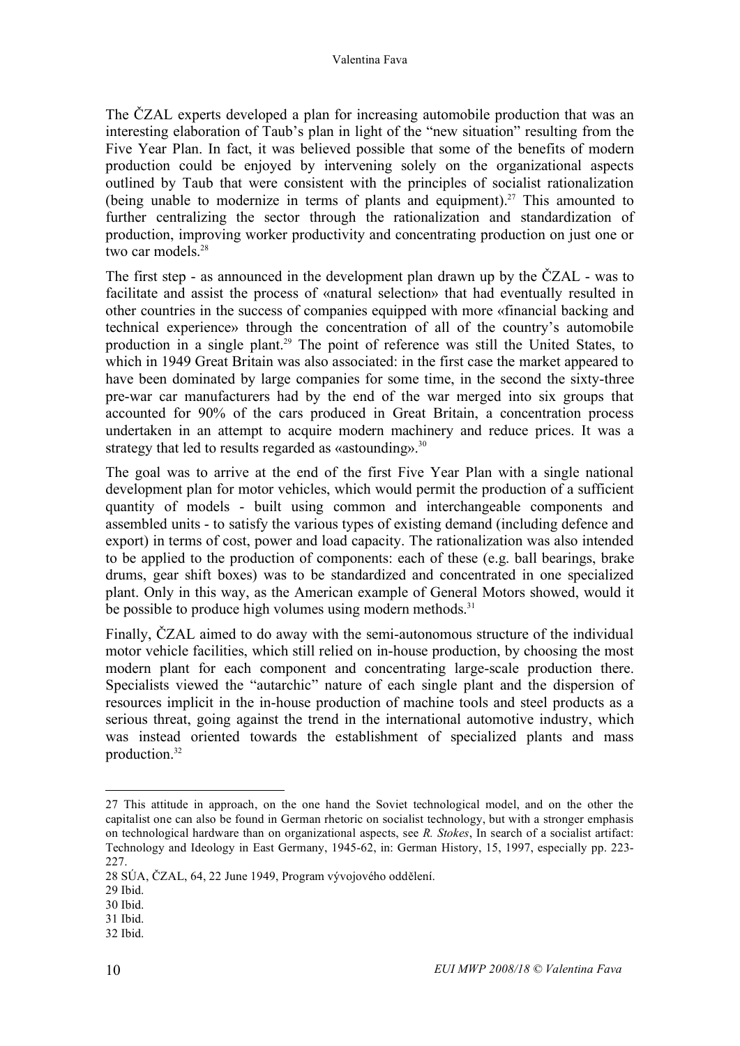The ČZAL experts developed a plan for increasing automobile production that was an interesting elaboration of Taub's plan in light of the "new situation" resulting from the Five Year Plan. In fact, it was believed possible that some of the benefits of modern production could be enjoyed by intervening solely on the organizational aspects outlined by Taub that were consistent with the principles of socialist rationalization (being unable to modernize in terms of plants and equipment).[27] This amounted to further centralizing the sector through the rationalization and standardization of production, improving worker productivity and concentrating production on just one or two car models.[28]

The first step - as announced in the development plan drawn up by the ČZAL - was to facilitate and assist the process of «natural selection» that had eventually resulted in other countries in the success of companies equipped with more «financial backing and technical experience» through the concentration of all of the country's automobile production in a single plant.[29] The point of reference was still the United States, to which in 1949 Great Britain was also associated: in the first case the market appeared to have been dominated by large companies for some time, in the second the sixty-three pre-war car manufacturers had by the end of the war merged into six groups that accounted for 90% of the cars produced in Great Britain, a concentration process undertaken in an attempt to acquire modern machinery and reduce prices. It was a strategy that led to results regarded as «astounding».[30]

The goal was to arrive at the end of the first Five Year Plan with a single national development plan for motor vehicles, which would permit the production of a sufficient quantity of models - built using common and interchangeable components and assembled units - to satisfy the various types of existing demand (including defence and export) in terms of cost, power and load capacity. The rationalization was also intended to be applied to the production of components: each of these (e.g. ball bearings, brake drums, gear shift boxes) was to be standardized and concentrated in one specialized plant. Only in this way, as the American example of General Motors showed, would it be possible to produce high volumes using modern methods.[31]

Finally, ČZAL aimed to do away with the semi-autonomous structure of the individual motor vehicle facilities, which still relied on in-house production, by choosing the most modern plant for each component and concentrating large-scale production there. Specialists viewed the "autarchic" nature of each single plant and the dispersion of resources implicit in the in-house production of machine tools and steel products as a serious threat, going against the trend in the international automotive industry, which was instead oriented towards the establishment of specialized plants and mass production.[32]

---

27 This attitude in approach, on the one hand the Soviet technological model, and on the other the capitalist one can also be found in German rhetoric on socialist technology, but with a stronger emphasis on technological hardware than on organizational aspects, see *R. Stokes*, In search of a socialist artifact: Technology and Ideology in East Germany, 1945-62, in: German History, 15, 1997, especially pp. 223-227.

28 SÚA, ČZAL, 64, 22 June 1949, Program vývojového oddělení.

29 Ibid.

30 Ibid.

31 Ibid.

32 Ibid.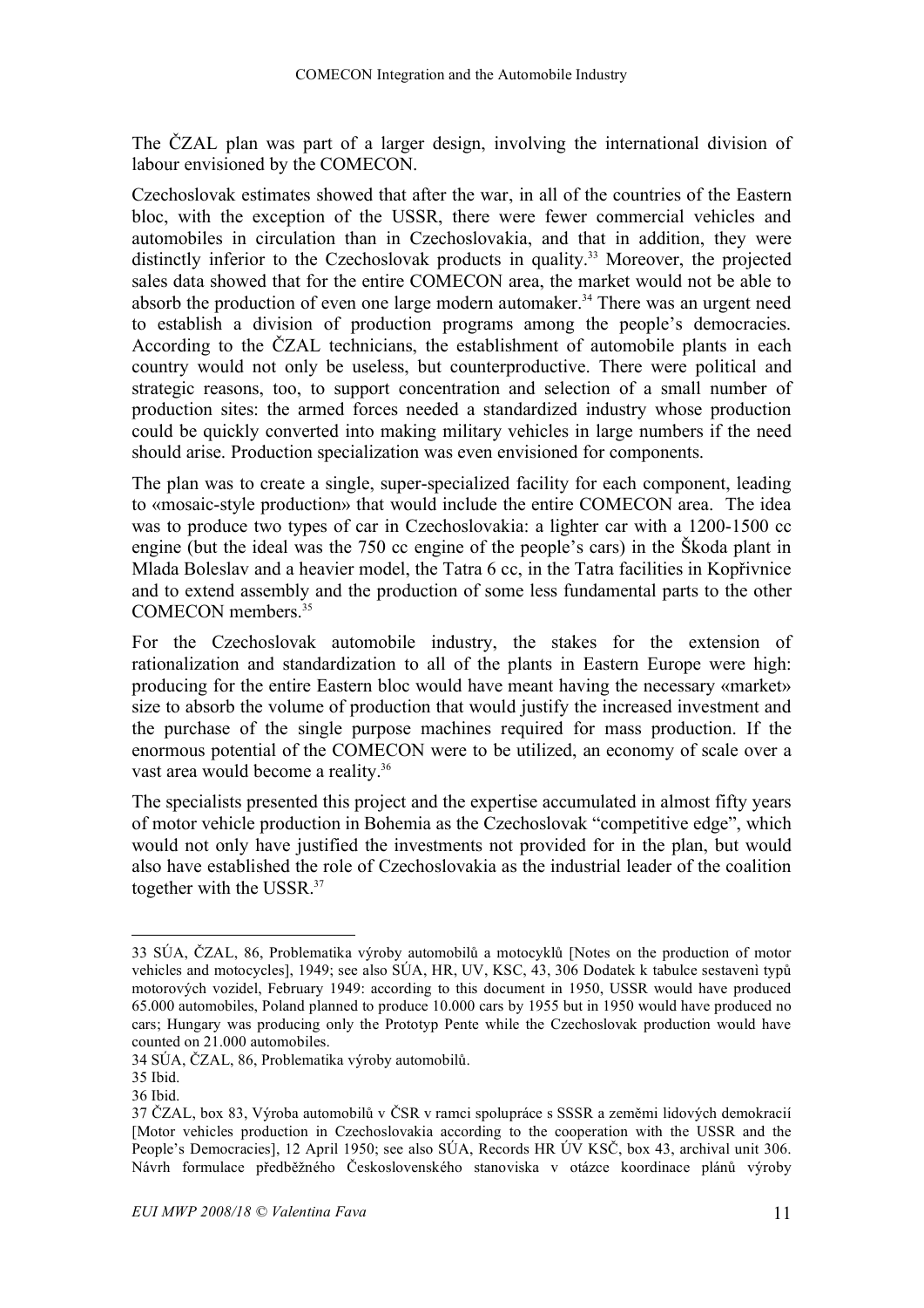The ČZAL plan was part of a larger design, involving the international division of labour envisioned by the COMECON.

Czechoslovak estimates showed that after the war, in all of the countries of the Eastern bloc, with the exception of the USSR, there were fewer commercial vehicles and automobiles in circulation than in Czechoslovakia, and that in addition, they were distinctly inferior to the Czechoslovak products in quality.[33] Moreover, the projected sales data showed that for the entire COMECON area, the market would not be able to absorb the production of even one large modern automaker.[34] There was an urgent need to establish a division of production programs among the people's democracies. According to the ČZAL technicians, the establishment of automobile plants in each country would not only be useless, but counterproductive. There were political and strategic reasons, too, to support concentration and selection of a small number of production sites: the armed forces needed a standardized industry whose production could be quickly converted into making military vehicles in large numbers if the need should arise. Production specialization was even envisioned for components.

The plan was to create a single, super-specialized facility for each component, leading to «mosaic-style production» that would include the entire COMECON area. The idea was to produce two types of car in Czechoslovakia: a lighter car with a 1200-1500 cc engine (but the ideal was the 750 cc engine of the people's cars) in the Škoda plant in Mlada Boleslav and a heavier model, the Tatra 6 cc, in the Tatra facilities in Kopřivnice and to extend assembly and the production of some less fundamental parts to the other COMECON members.[35]

For the Czechoslovak automobile industry, the stakes for the extension of rationalization and standardization to all of the plants in Eastern Europe were high: producing for the entire Eastern bloc would have meant having the necessary «market» size to absorb the volume of production that would justify the increased investment and the purchase of the single purpose machines required for mass production. If the enormous potential of the COMECON were to be utilized, an economy of scale over a vast area would become a reality.[36]

The specialists presented this project and the expertise accumulated in almost fifty years of motor vehicle production in Bohemia as the Czechoslovak "competitive edge", which would not only have justified the investments not provided for in the plan, but would also have established the role of Czechoslovakia as the industrial leader of the coalition together with the USSR.[37]

---

33 SÚA, ČZAL, 86, Problematika výroby automobilů a motocyklů [Notes on the production of motor vehicles and motocycles], 1949; see also SÚA, HR, UV, KSC, 43, 306 Dodatek k tabulce sestavenì typů motorových vozidel, February 1949: according to this document in 1950, USSR would have produced 65.000 automobiles, Poland planned to produce 10.000 cars by 1955 but in 1950 would have produced no cars; Hungary was producing only the Prototyp Pente while the Czechoslovak production would have counted on 21.000 automobiles.

34 SÚA, ČZAL, 86, Problematika výroby automobilů.

35 Ibid.

36 Ibid.

37 ČZAL, box 83, Výroba automobilů v ČSR v ramci spolupráce s SSSR a zeměmi lidových demokracií [Motor vehicles production in Czechoslovakia according to the cooperation with the USSR and the People's Democracies], 12 April 1950; see also SÚA, Records HR ÚV KSČ, box 43, archival unit 306. Návrh formulace předběžného Československého stanoviska v otázce koordinace plánů výroby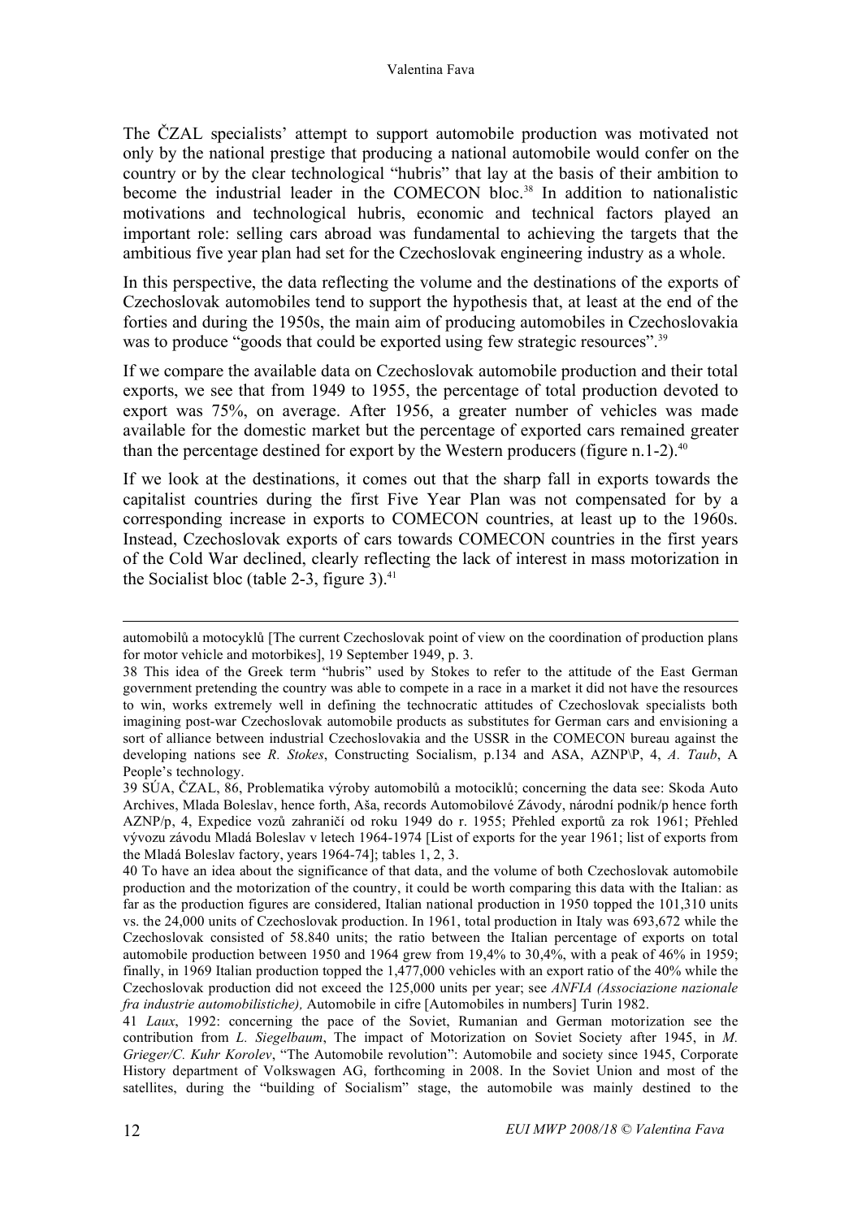The ČZAL specialists' attempt to support automobile production was motivated not only by the national prestige that producing a national automobile would confer on the country or by the clear technological "hubris" that lay at the basis of their ambition to become the industrial leader in the COMECON bloc.[38] In addition to nationalistic motivations and technological hubris, economic and technical factors played an important role: selling cars abroad was fundamental to achieving the targets that the ambitious five year plan had set for the Czechoslovak engineering industry as a whole.

In this perspective, the data reflecting the volume and the destinations of the exports of Czechoslovak automobiles tend to support the hypothesis that, at least at the end of the forties and during the 1950s, the main aim of producing automobiles in Czechoslovakia was to produce "goods that could be exported using few strategic resources".[39]

If we compare the available data on Czechoslovak automobile production and their total exports, we see that from 1949 to 1955, the percentage of total production devoted to export was 75%, on average. After 1956, a greater number of vehicles was made available for the domestic market but the percentage of exported cars remained greater than the percentage destined for export by the Western producers (figure n.1-2).[40]

If we look at the destinations, it comes out that the sharp fall in exports towards the capitalist countries during the first Five Year Plan was not compensated for by a corresponding increase in exports to COMECON countries, at least up to the 1960s. Instead, Czechoslovak exports of cars towards COMECON countries in the first years of the Cold War declined, clearly reflecting the lack of interest in mass motorization in the Socialist bloc (table 2-3, figure 3).[41]

---

automobilů a motocyklů [The current Czechoslovak point of view on the coordination of production plans for motor vehicle and motorbikes], 19 September 1949, p. 3.

38 This idea of the Greek term "hubris" used by Stokes to refer to the attitude of the East German government pretending the country was able to compete in a race in a market it did not have the resources to win, works extremely well in defining the technocratic attitudes of Czechoslovak specialists both imagining post-war Czechoslovak automobile products as substitutes for German cars and envisioning a sort of alliance between industrial Czechoslovakia and the USSR in the COMECON bureau against the developing nations see *R. Stokes*, Constructing Socialism, p.134 and ASA, AZNP\P, 4, *A. Taub*, A People's technology.

39 SÚA, ČZAL, 86, Problematika výroby automobilů a motociklů; concerning the data see: Skoda Auto Archives, Mlada Boleslav, hence forth, Aša, records Automobilové Závody, národní podnik/p hence forth AZNP/p, 4, Expedice vozů zahraničí od roku 1949 do r. 1955; Přehled exportů za rok 1961; Přehled vývozu závodu Mladá Boleslav v letech 1964-1974 [List of exports for the year 1961; list of exports from the Mladá Boleslav factory, years 1964-74]; tables 1, 2, 3.

40 To have an idea about the significance of that data, and the volume of both Czechoslovak automobile production and the motorization of the country, it could be worth comparing this data with the Italian: as far as the production figures are considered, Italian national production in 1950 topped the 101,310 units vs. the 24,000 units of Czechoslovak production. In 1961, total production in Italy was 693,672 while the Czechoslovak consisted of 58.840 units; the ratio between the Italian percentage of exports on total automobile production between 1950 and 1964 grew from 19,4% to 30,4%, with a peak of 46% in 1959; finally, in 1969 Italian production topped the 1,477,000 vehicles with an export ratio of the 40% while the Czechoslovak production did not exceed the 125,000 units per year; see *ANFIA (Associazione nazionale fra industrie automobilistiche),* Automobile in cifre [Automobiles in numbers] Turin 1982.

41 *Laux*, 1992: concerning the pace of the Soviet, Rumanian and German motorization see the contribution from *L. Siegelbaum*, The impact of Motorization on Soviet Society after 1945, in *M. Grieger/C. Kuhr Korolev*, "The Automobile revolution": Automobile and society since 1945, Corporate History department of Volkswagen AG, forthcoming in 2008. In the Soviet Union and most of the satellites, during the "building of Socialism" stage, the automobile was mainly destined to the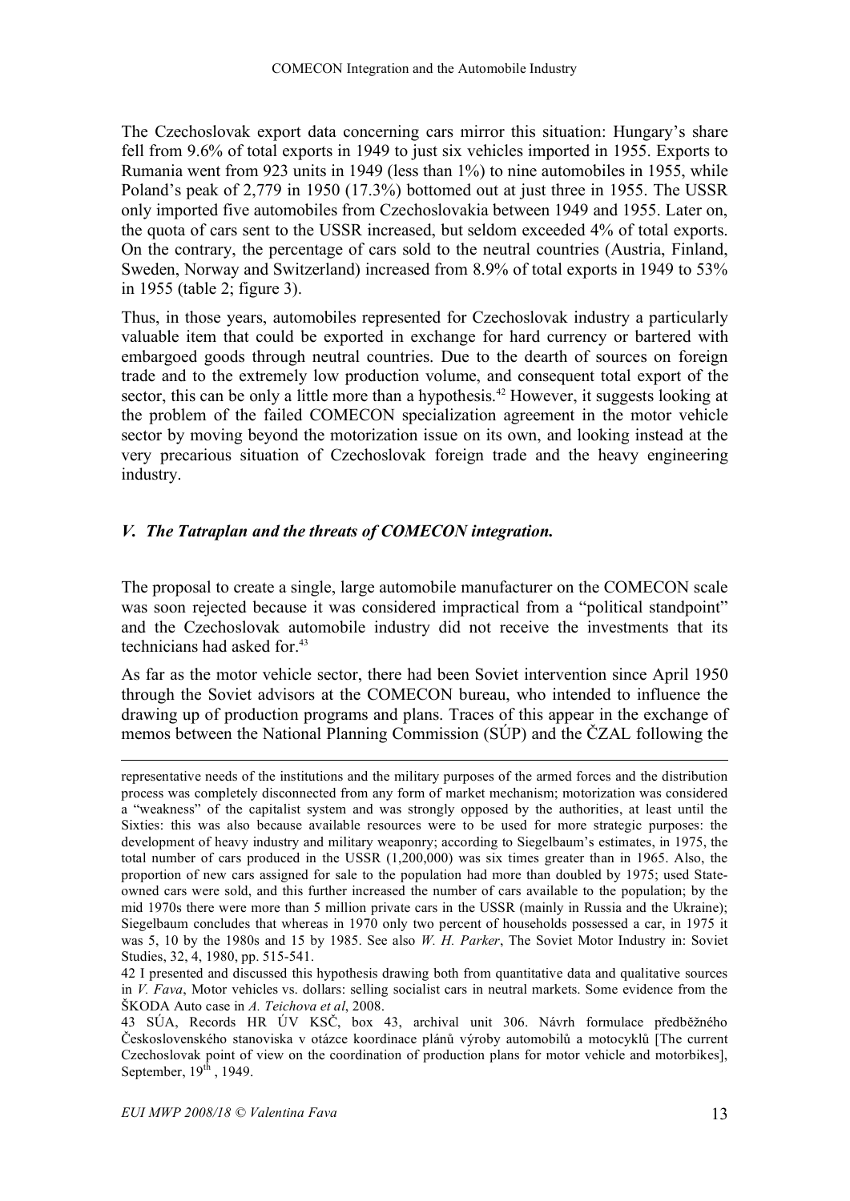The Czechoslovak export data concerning cars mirror this situation: Hungary's share fell from 9.6% of total exports in 1949 to just six vehicles imported in 1955. Exports to Rumania went from 923 units in 1949 (less than 1%) to nine automobiles in 1955, while Poland's peak of 2,779 in 1950 (17.3%) bottomed out at just three in 1955. The USSR only imported five automobiles from Czechoslovakia between 1949 and 1955. Later on, the quota of cars sent to the USSR increased, but seldom exceeded 4% of total exports. On the contrary, the percentage of cars sold to the neutral countries (Austria, Finland, Sweden, Norway and Switzerland) increased from 8.9% of total exports in 1949 to 53% in 1955 (table 2; figure 3).

Thus, in those years, automobiles represented for Czechoslovak industry a particularly valuable item that could be exported in exchange for hard currency or bartered with embargoed goods through neutral countries. Due to the dearth of sources on foreign trade and to the extremely low production volume, and consequent total export of the sector, this can be only a little more than a hypothesis.[42] However, it suggests looking at the problem of the failed COMECON specialization agreement in the motor vehicle sector by moving beyond the motorization issue on its own, and looking instead at the very precarious situation of Czechoslovak foreign trade and the heavy engineering industry.

## *V. The Tatraplan and the threats of COMECON integration.*

The proposal to create a single, large automobile manufacturer on the COMECON scale was soon rejected because it was considered impractical from a "political standpoint" and the Czechoslovak automobile industry did not receive the investments that its technicians had asked for.[43]

As far as the motor vehicle sector, there had been Soviet intervention since April 1950 through the Soviet advisors at the COMECON bureau, who intended to influence the drawing up of production programs and plans. Traces of this appear in the exchange of memos between the National Planning Commission (SÚP) and the ČZAL following the

---

representative needs of the institutions and the military purposes of the armed forces and the distribution process was completely disconnected from any form of market mechanism; motorization was considered a "weakness" of the capitalist system and was strongly opposed by the authorities, at least until the Sixties: this was also because available resources were to be used for more strategic purposes: the development of heavy industry and military weaponry; according to Siegelbaum's estimates, in 1975, the total number of cars produced in the USSR (1,200,000) was six times greater than in 1965. Also, the proportion of new cars assigned for sale to the population had more than doubled by 1975; used State-owned cars were sold, and this further increased the number of cars available to the population; by the mid 1970s there were more than 5 million private cars in the USSR (mainly in Russia and the Ukraine); Siegelbaum concludes that whereas in 1970 only two percent of households possessed a car, in 1975 it was 5, 10 by the 1980s and 15 by 1985. See also *W. H. Parker*, The Soviet Motor Industry in: Soviet Studies, 32, 4, 1980, pp. 515-541.

42 I presented and discussed this hypothesis drawing both from quantitative data and qualitative sources in *V. Fava*, Motor vehicles vs. dollars: selling socialist cars in neutral markets. Some evidence from the ŠKODA Auto case in *A. Teichova et al*, 2008.

43 SÚA, Records HR ÚV KSČ, box 43, archival unit 306. Návrh formulace předběžného Československého stanoviska v otázce koordinace plánů výroby automobilů a motocyklů [The current Czechoslovak point of view on the coordination of production plans for motor vehicle and motorbikes], September, 19th, 1949.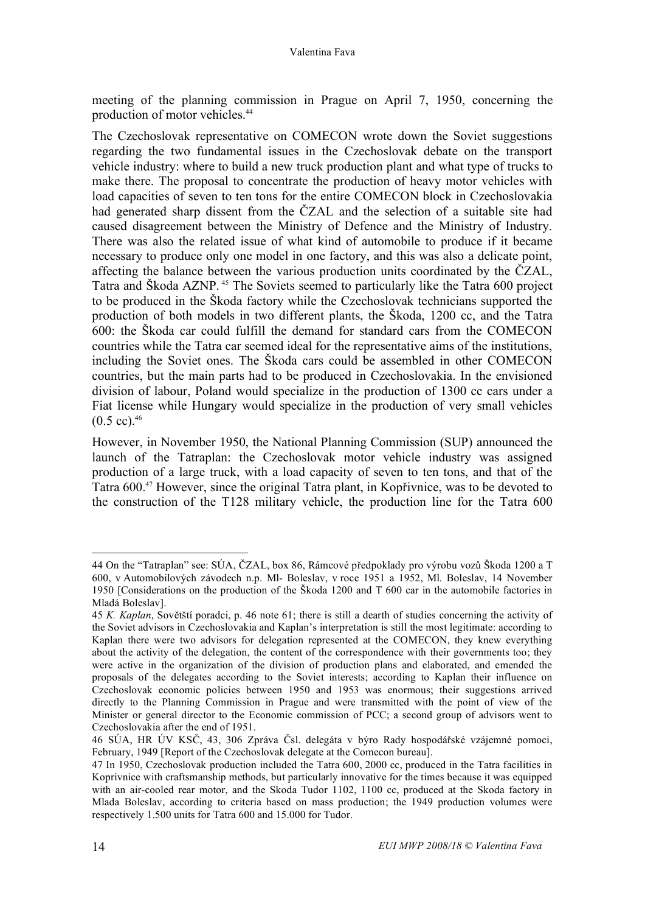meeting of the planning commission in Prague on April 7, 1950, concerning the production of motor vehicles.[44]

The Czechoslovak representative on COMECON wrote down the Soviet suggestions regarding the two fundamental issues in the Czechoslovak debate on the transport vehicle industry: where to build a new truck production plant and what type of trucks to make there. The proposal to concentrate the production of heavy motor vehicles with load capacities of seven to ten tons for the entire COMECON block in Czechoslovakia had generated sharp dissent from the ČZAL and the selection of a suitable site had caused disagreement between the Ministry of Defence and the Ministry of Industry. There was also the related issue of what kind of automobile to produce if it became necessary to produce only one model in one factory, and this was also a delicate point, affecting the balance between the various production units coordinated by the ČZAL, Tatra and Škoda AZNP. [45] The Soviets seemed to particularly like the Tatra 600 project to be produced in the Škoda factory while the Czechoslovak technicians supported the production of both models in two different plants, the Škoda, 1200 cc, and the Tatra 600: the Škoda car could fulfill the demand for standard cars from the COMECON countries while the Tatra car seemed ideal for the representative aims of the institutions, including the Soviet ones. The Škoda cars could be assembled in other COMECON countries, but the main parts had to be produced in Czechoslovakia. In the envisioned division of labour, Poland would specialize in the production of 1300 cc cars under a Fiat license while Hungary would specialize in the production of very small vehicles (0.5 cc).[46]

However, in November 1950, the National Planning Commission (SUP) announced the launch of the Tatraplan: the Czechoslovak motor vehicle industry was assigned production of a large truck, with a load capacity of seven to ten tons, and that of the Tatra 600.[47] However, since the original Tatra plant, in Kopřivnice, was to be devoted to the construction of the T128 military vehicle, the production line for the Tatra 600

---

44 On the "Tatraplan" see: SÚA, ČZAL, box 86, Rámcové předpoklady pro výrobu vozů Škoda 1200 a T 600, v Automobilových závodech n.p. Ml- Boleslav, v roce 1951 a 1952, Ml. Boleslav, 14 November 1950 [Considerations on the production of the Škoda 1200 and T 600 car in the automobile factories in Mladá Boleslav].

45 *K. Kaplan*, Sovětští poradci, p. 46 note 61; there is still a dearth of studies concerning the activity of the Soviet advisors in Czechoslovakia and Kaplan's interpretation is still the most legitimate: according to Kaplan there were two advisors for delegation represented at the COMECON, they knew everything about the activity of the delegation, the content of the correspondence with their governments too; they were active in the organization of the division of production plans and elaborated, and emended the proposals of the delegates according to the Soviet interests; according to Kaplan their influence on Czechoslovak economic policies between 1950 and 1953 was enormous; their suggestions arrived directly to the Planning Commission in Prague and were transmitted with the point of view of the Minister or general director to the Economic commission of PCC; a second group of advisors went to Czechoslovakia after the end of 1951.

46 SÚA, HR ÚV KSČ, 43, 306 Zpráva Čsl. delegáta v býro Rady hospodářské vzájemné pomoci, February, 1949 [Report of the Czechoslovak delegate at the Comecon bureau].

47 In 1950, Czechoslovak production included the Tatra 600, 2000 cc, produced in the Tatra facilities in Koprivnice with craftsmanship methods, but particularly innovative for the times because it was equipped with an air-cooled rear motor, and the Skoda Tudor 1102, 1100 cc, produced at the Skoda factory in Mlada Boleslav, according to criteria based on mass production; the 1949 production volumes were respectively 1.500 units for Tatra 600 and 15.000 for Tudor.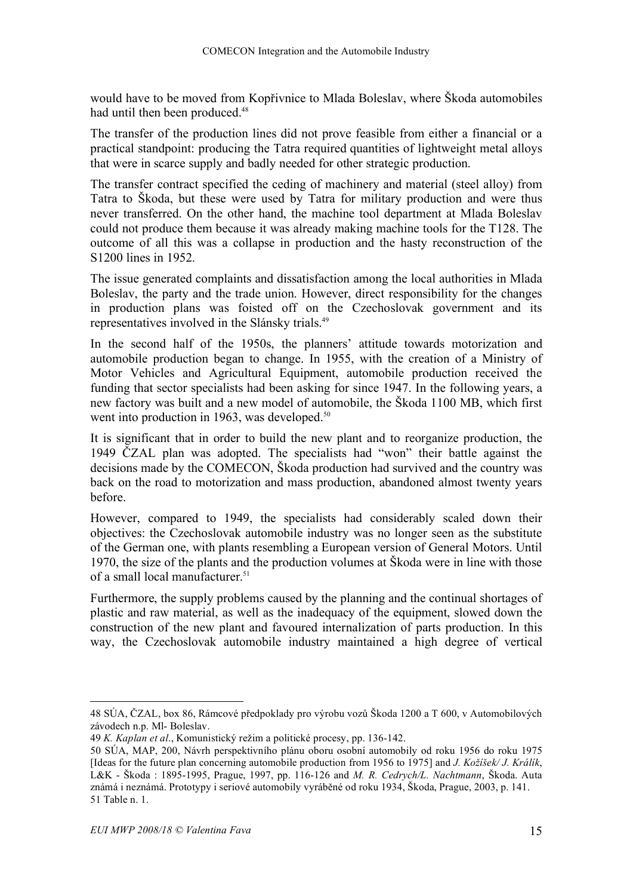would have to be moved from Kopřivnice to Mlada Boleslav, where Škoda automobiles had until then been produced.[48]

The transfer of the production lines did not prove feasible from either a financial or a practical standpoint: producing the Tatra required quantities of lightweight metal alloys that were in scarce supply and badly needed for other strategic production.

The transfer contract specified the ceding of machinery and material (steel alloy) from Tatra to Škoda, but these were used by Tatra for military production and were thus never transferred. On the other hand, the machine tool department at Mlada Boleslav could not produce them because it was already making machine tools for the T128. The outcome of all this was a collapse in production and the hasty reconstruction of the S1200 lines in 1952.

The issue generated complaints and dissatisfaction among the local authorities in Mlada Boleslav, the party and the trade union. However, direct responsibility for the changes in production plans was foisted off on the Czechoslovak government and its representatives involved in the Slánsky trials.[49]

In the second half of the 1950s, the planners' attitude towards motorization and automobile production began to change. In 1955, with the creation of a Ministry of Motor Vehicles and Agricultural Equipment, automobile production received the funding that sector specialists had been asking for since 1947. In the following years, a new factory was built and a new model of automobile, the Škoda 1100 MB, which first went into production in 1963, was developed.[50]

It is significant that in order to build the new plant and to reorganize production, the 1949 ČZAL plan was adopted. The specialists had "won" their battle against the decisions made by the COMECON, Škoda production had survived and the country was back on the road to motorization and mass production, abandoned almost twenty years before.

However, compared to 1949, the specialists had considerably scaled down their objectives: the Czechoslovak automobile industry was no longer seen as the substitute of the German one, with plants resembling a European version of General Motors. Until 1970, the size of the plants and the production volumes at Škoda were in line with those of a small local manufacturer.[51]

Furthermore, the supply problems caused by the planning and the continual shortages of plastic and raw material, as well as the inadequacy of the equipment, slowed down the construction of the new plant and favoured internalization of parts production. In this way, the Czechoslovak automobile industry maintained a high degree of vertical

---

48 SÚA, ČZAL, box 86, Rámcové předpoklady pro výrobu vozů Škoda 1200 a T 600, v Automobilových závodech n.p. Ml- Boleslav.

49 *K. Kaplan et al.*, Komunistický režim a politické procesy, pp. 136-142.

50 SÚA, MAP, 200, Návrh perspektivního plánu oboru osobní automobily od roku 1956 do roku 1975 [Ideas for the future plan concerning automobile production from 1956 to 1975] and *J. Kožíšek/ J. Králík*, L&K - Škoda : 1895-1995, Prague, 1997, pp. 116-126 and *M. R. Cedrych/L. Nachtmann*, Škoda. Auta známá i neznámá. Prototypy i seriové automobily vyráběné od roku 1934, Škoda, Prague, 2003, p. 141.

51 Table n. 1.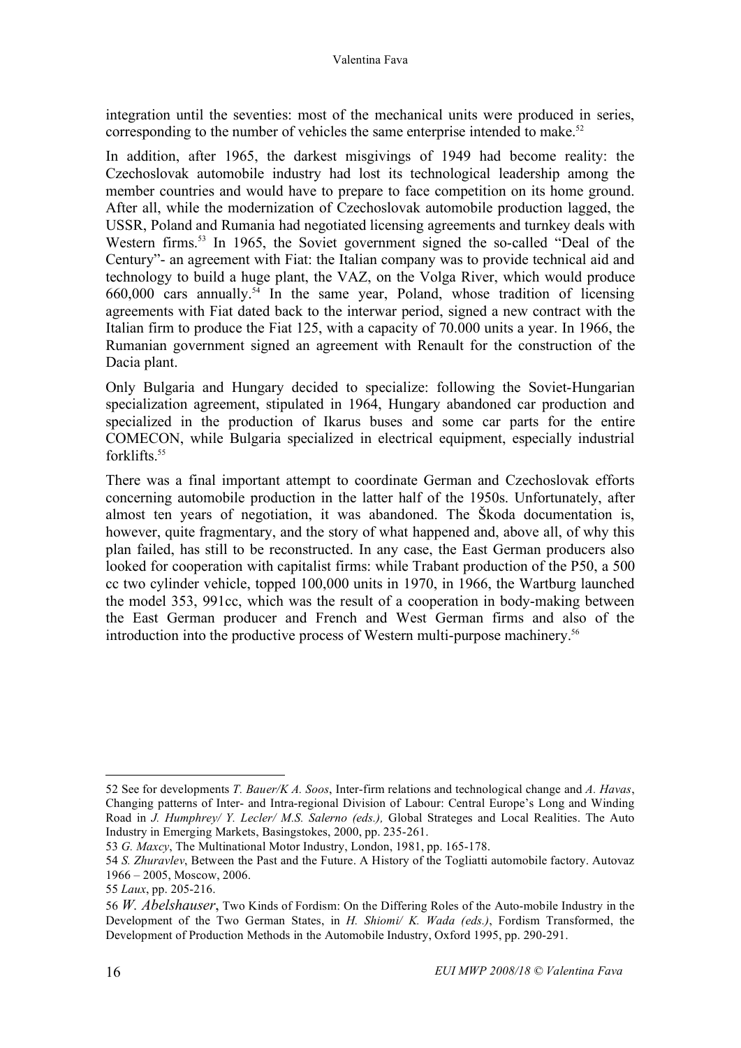integration until the seventies: most of the mechanical units were produced in series, corresponding to the number of vehicles the same enterprise intended to make.[52]

In addition, after 1965, the darkest misgivings of 1949 had become reality: the Czechoslovak automobile industry had lost its technological leadership among the member countries and would have to prepare to face competition on its home ground. After all, while the modernization of Czechoslovak automobile production lagged, the USSR, Poland and Rumania had negotiated licensing agreements and turnkey deals with Western firms.[53] In 1965, the Soviet government signed the so-called "Deal of the Century"- an agreement with Fiat: the Italian company was to provide technical aid and technology to build a huge plant, the VAZ, on the Volga River, which would produce 660,000 cars annually.[54] In the same year, Poland, whose tradition of licensing agreements with Fiat dated back to the interwar period, signed a new contract with the Italian firm to produce the Fiat 125, with a capacity of 70.000 units a year. In 1966, the Rumanian government signed an agreement with Renault for the construction of the Dacia plant.

Only Bulgaria and Hungary decided to specialize: following the Soviet-Hungarian specialization agreement, stipulated in 1964, Hungary abandoned car production and specialized in the production of Ikarus buses and some car parts for the entire COMECON, while Bulgaria specialized in electrical equipment, especially industrial forklifts.[55]

There was a final important attempt to coordinate German and Czechoslovak efforts concerning automobile production in the latter half of the 1950s. Unfortunately, after almost ten years of negotiation, it was abandoned. The Škoda documentation is, however, quite fragmentary, and the story of what happened and, above all, of why this plan failed, has still to be reconstructed. In any case, the East German producers also looked for cooperation with capitalist firms: while Trabant production of the P50, a 500 cc two cylinder vehicle, topped 100,000 units in 1970, in 1966, the Wartburg launched the model 353, 991cc, which was the result of a cooperation in body-making between the East German producer and French and West German firms and also of the introduction into the productive process of Western multi-purpose machinery.[56]

---

52 See for developments *T. Bauer/K A. Soos*, Inter-firm relations and technological change and *A. Havas*, Changing patterns of Inter- and Intra-regional Division of Labour: Central Europe's Long and Winding Road in *J. Humphrey/ Y. Lecler/ M.S. Salerno (eds.),* Global Strateges and Local Realities. The Auto Industry in Emerging Markets, Basingstokes, 2000, pp. 235-261.

53 *G. Maxcy*, The Multinational Motor Industry, London, 1981, pp. 165-178.

54 *S. Zhuravlev*, Between the Past and the Future. A History of the Togliatti automobile factory. Autovaz 1966 – 2005, Moscow, 2006.

55 *Laux*, pp. 205-216.

56 *W. Abelshauser*, Two Kinds of Fordism: On the Differing Roles of the Auto-mobile Industry in the Development of the Two German States, in *H. Shiomi/ K. Wada (eds.)*, Fordism Transformed, the Development of Production Methods in the Automobile Industry, Oxford 1995, pp. 290-291.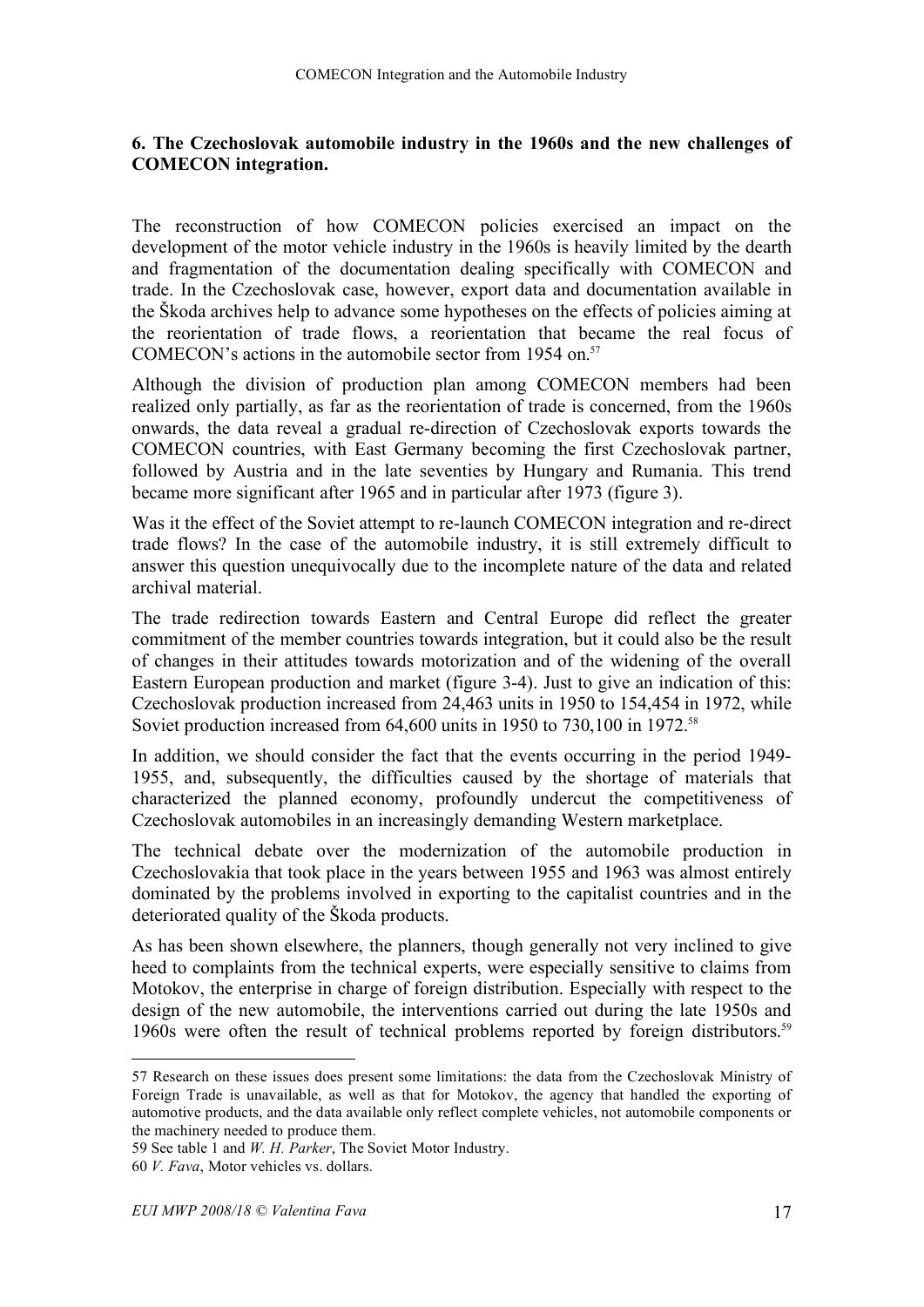## 6. The Czechoslovak automobile industry in the 1960s and the new challenges of COMECON integration.

The reconstruction of how COMECON policies exercised an impact on the development of the motor vehicle industry in the 1960s is heavily limited by the dearth and fragmentation of the documentation dealing specifically with COMECON and trade. In the Czechoslovak case, however, export data and documentation available in the Škoda archives help to advance some hypotheses on the effects of policies aiming at the reorientation of trade flows, a reorientation that became the real focus of COMECON's actions in the automobile sector from 1954 on.[57]

Although the division of production plan among COMECON members had been realized only partially, as far as the reorientation of trade is concerned, from the 1960s onwards, the data reveal a gradual re-direction of Czechoslovak exports towards the COMECON countries, with East Germany becoming the first Czechoslovak partner, followed by Austria and in the late seventies by Hungary and Rumania. This trend became more significant after 1965 and in particular after 1973 (figure 3).

Was it the effect of the Soviet attempt to re-launch COMECON integration and re-direct trade flows? In the case of the automobile industry, it is still extremely difficult to answer this question unequivocally due to the incomplete nature of the data and related archival material.

The trade redirection towards Eastern and Central Europe did reflect the greater commitment of the member countries towards integration, but it could also be the result of changes in their attitudes towards motorization and of the widening of the overall Eastern European production and market (figure 3-4). Just to give an indication of this: Czechoslovak production increased from 24,463 units in 1950 to 154,454 in 1972, while Soviet production increased from 64,600 units in 1950 to 730,100 in 1972.[58]

In addition, we should consider the fact that the events occurring in the period 1949-1955, and, subsequently, the difficulties caused by the shortage of materials that characterized the planned economy, profoundly undercut the competitiveness of Czechoslovak automobiles in an increasingly demanding Western marketplace.

The technical debate over the modernization of the automobile production in Czechoslovakia that took place in the years between 1955 and 1963 was almost entirely dominated by the problems involved in exporting to the capitalist countries and in the deteriorated quality of the Škoda products.

As has been shown elsewhere, the planners, though generally not very inclined to give heed to complaints from the technical experts, were especially sensitive to claims from Motokov, the enterprise in charge of foreign distribution. Especially with respect to the design of the new automobile, the interventions carried out during the late 1950s and 1960s were often the result of technical problems reported by foreign distributors.[59]

---

57 Research on these issues does present some limitations: the data from the Czechoslovak Ministry of Foreign Trade is unavailable, as well as that for Motokov, the agency that handled the exporting of automotive products, and the data available only reflect complete vehicles, not automobile components or the machinery needed to produce them.

59 See table 1 and *W. H. Parker*, The Soviet Motor Industry.

60 *V. Fava*, Motor vehicles vs. dollars.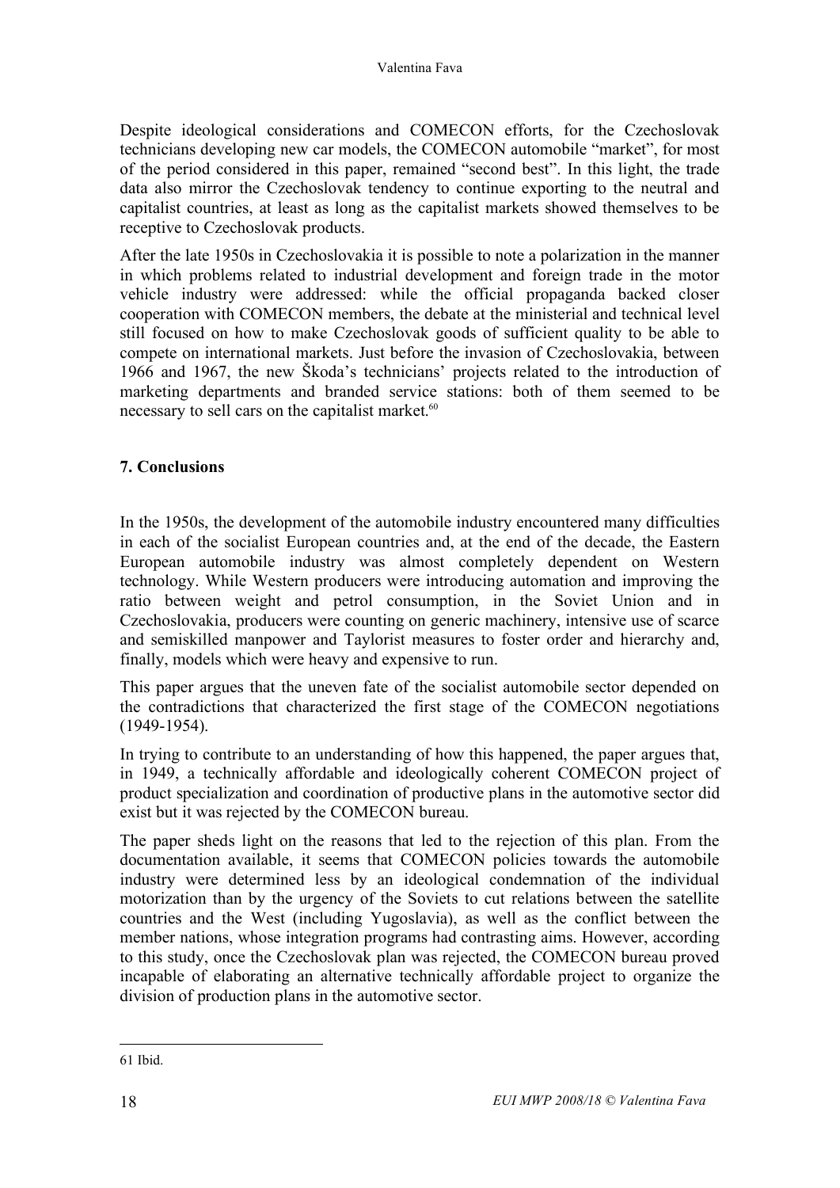Despite ideological considerations and COMECON efforts, for the Czechoslovak technicians developing new car models, the COMECON automobile "market", for most of the period considered in this paper, remained "second best". In this light, the trade data also mirror the Czechoslovak tendency to continue exporting to the neutral and capitalist countries, at least as long as the capitalist markets showed themselves to be receptive to Czechoslovak products.

After the late 1950s in Czechoslovakia it is possible to note a polarization in the manner in which problems related to industrial development and foreign trade in the motor vehicle industry were addressed: while the official propaganda backed closer cooperation with COMECON members, the debate at the ministerial and technical level still focused on how to make Czechoslovak goods of sufficient quality to be able to compete on international markets. Just before the invasion of Czechoslovakia, between 1966 and 1967, the new Škoda's technicians' projects related to the introduction of marketing departments and branded service stations: both of them seemed to be necessary to sell cars on the capitalist market.[60]

## 7. Conclusions

In the 1950s, the development of the automobile industry encountered many difficulties in each of the socialist European countries and, at the end of the decade, the Eastern European automobile industry was almost completely dependent on Western technology. While Western producers were introducing automation and improving the ratio between weight and petrol consumption, in the Soviet Union and in Czechoslovakia, producers were counting on generic machinery, intensive use of scarce and semiskilled manpower and Taylorist measures to foster order and hierarchy and, finally, models which were heavy and expensive to run.

This paper argues that the uneven fate of the socialist automobile sector depended on the contradictions that characterized the first stage of the COMECON negotiations (1949-1954).

In trying to contribute to an understanding of how this happened, the paper argues that, in 1949, a technically affordable and ideologically coherent COMECON project of product specialization and coordination of productive plans in the automotive sector did exist but it was rejected by the COMECON bureau.

The paper sheds light on the reasons that led to the rejection of this plan. From the documentation available, it seems that COMECON policies towards the automobile industry were determined less by an ideological condemnation of the individual motorization than by the urgency of the Soviets to cut relations between the satellite countries and the West (including Yugoslavia), as well as the conflict between the member nations, whose integration programs had contrasting aims. However, according to this study, once the Czechoslovak plan was rejected, the COMECON bureau proved incapable of elaborating an alternative technically affordable project to organize the division of production plans in the automotive sector.

---

61 Ibid.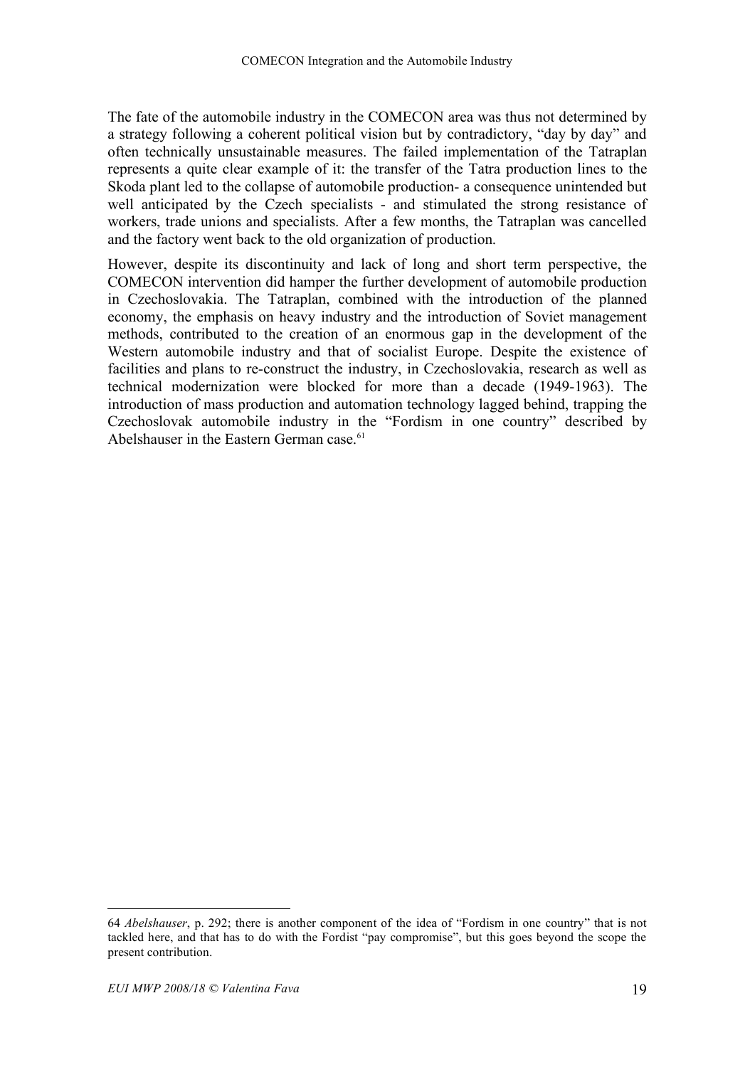The fate of the automobile industry in the COMECON area was thus not determined by a strategy following a coherent political vision but by contradictory, "day by day" and often technically unsustainable measures. The failed implementation of the Tatraplan represents a quite clear example of it: the transfer of the Tatra production lines to the Skoda plant led to the collapse of automobile production- a consequence unintended but well anticipated by the Czech specialists - and stimulated the strong resistance of workers, trade unions and specialists. After a few months, the Tatraplan was cancelled and the factory went back to the old organization of production.

However, despite its discontinuity and lack of long and short term perspective, the COMECON intervention did hamper the further development of automobile production in Czechoslovakia. The Tatraplan, combined with the introduction of the planned economy, the emphasis on heavy industry and the introduction of Soviet management methods, contributed to the creation of an enormous gap in the development of the Western automobile industry and that of socialist Europe. Despite the existence of facilities and plans to re-construct the industry, in Czechoslovakia, research as well as technical modernization were blocked for more than a decade (1949-1963). The introduction of mass production and automation technology lagged behind, trapping the Czechoslovak automobile industry in the "Fordism in one country" described by Abelshauser in the Eastern German case.[61]

---

64 *Abelshauser*, p. 292; there is another component of the idea of "Fordism in one country" that is not tackled here, and that has to do with the Fordist "pay compromise", but this goes beyond the scope the present contribution.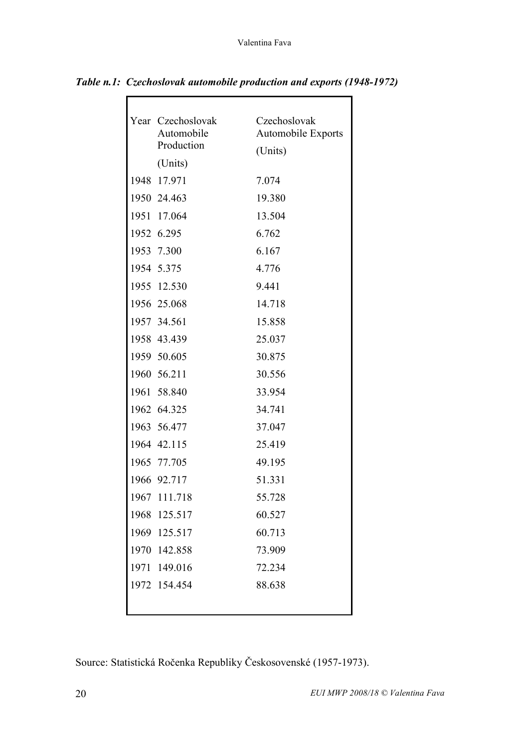***Table n.1: Czechoslovak automobile production and exports (1948-1972)***

| Year | Czechoslovak Automobile Production (Units) | Czechoslovak Automobile Exports (Units) |
|---|---|---|
| 1948 | 17.971 | 7.074 |
| 1950 | 24.463 | 19.380 |
| 1951 | 17.064 | 13.504 |
| 1952 | 6.295 | 6.762 |
| 1953 | 7.300 | 6.167 |
| 1954 | 5.375 | 4.776 |
| 1955 | 12.530 | 9.441 |
| 1956 | 25.068 | 14.718 |
| 1957 | 34.561 | 15.858 |
| 1958 | 43.439 | 25.037 |
| 1959 | 50.605 | 30.875 |
| 1960 | 56.211 | 30.556 |
| 1961 | 58.840 | 33.954 |
| 1962 | 64.325 | 34.741 |
| 1963 | 56.477 | 37.047 |
| 1964 | 42.115 | 25.419 |
| 1965 | 77.705 | 49.195 |
| 1966 | 92.717 | 51.331 |
| 1967 | 111.718 | 55.728 |
| 1968 | 125.517 | 60.527 |
| 1969 | 125.517 | 60.713 |
| 1970 | 142.858 | 73.909 |
| 1971 | 149.016 | 72.234 |
| 1972 | 154.454 | 88.638 |

Source: Statistická Ročenka Republiky Českosovenské (1957-1973).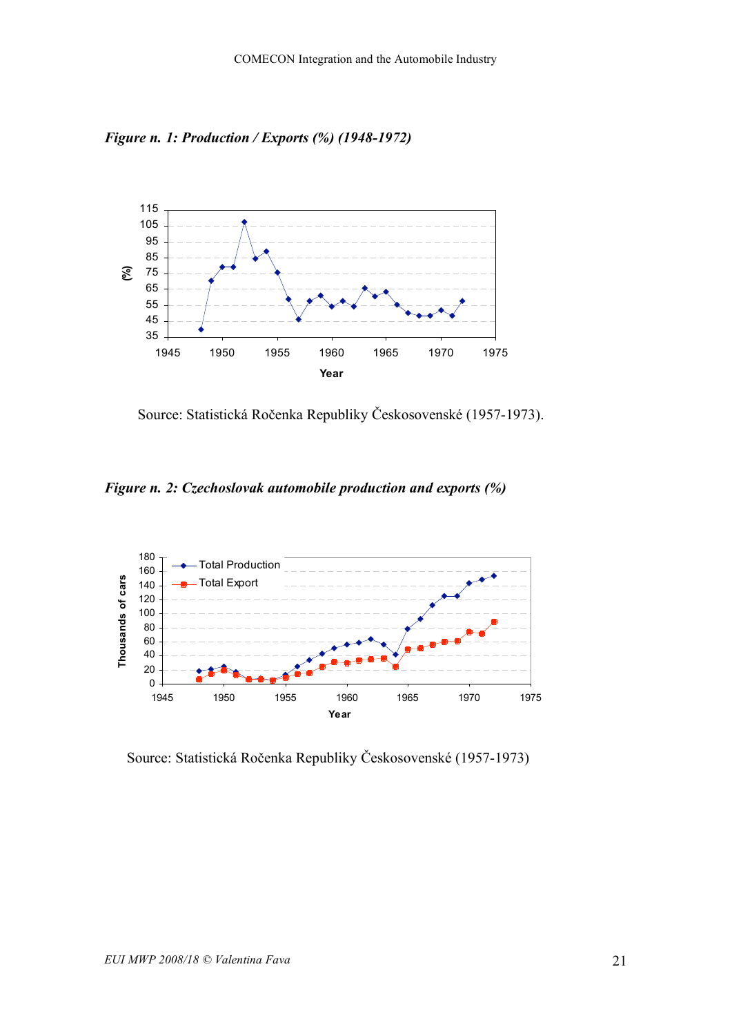*Figure n. 1: Production / Exports (%) (1948-1972)*

Source: Statistická Ročenka Republiky Československé (1957-1973).

*Figure n. 2: Czechoslovak automobile production and exports (%)*

Source: Statistická Ročenka Republiky Československé (1957-1973)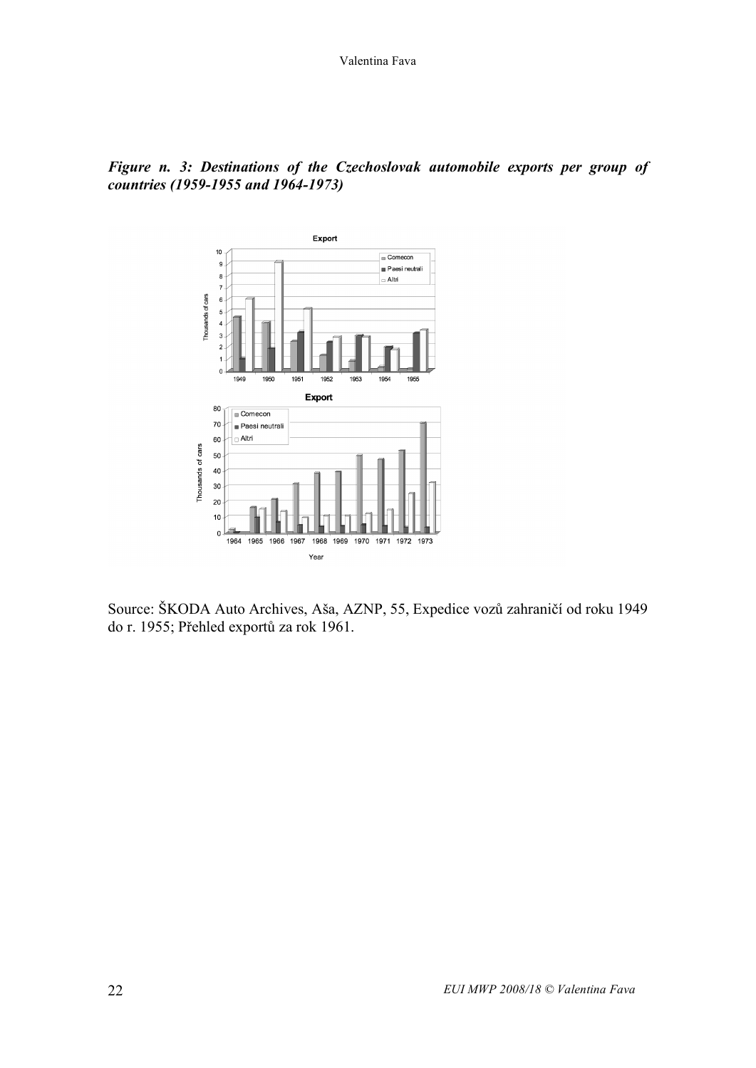***Figure n. 3: Destinations of the Czechoslovak automobile exports per group of countries (1959-1955 and 1964-1973)***

Export

Comecon
Paesi neutrali
Altri

Thousands of cars

10
9
8
7
6
5
4
3
2
1
0

1949 1950 1951 1952 1953 1954 1955

Export

Comecon
Paesi neutrali
Altri

Thousands of cars

80
70
60
50
40
30
20
10
0

1964 1965 1966 1967 1968 1969 1970 1971 1972 1973

Year

Source: ŠKODA Auto Archives, Aša, AZNP, 55, Expedice vozů zahraničí od roku 1949 do r. 1955; Přehled exportů za rok 1961.